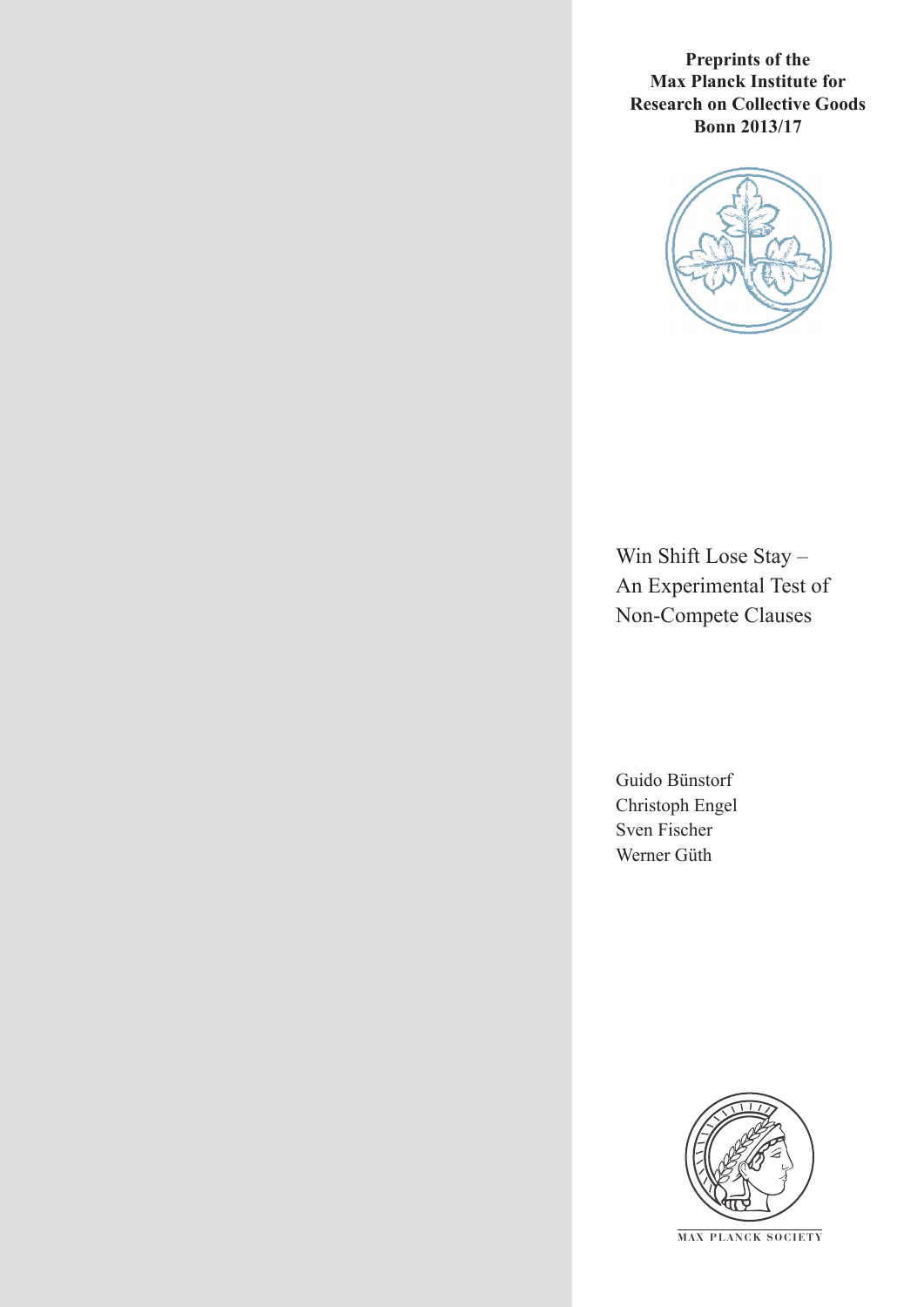**Preprints of the Max Planck Institute for Research on Collective Goods Bonn 2013/17**

# Win Shift Lose Stay – An Experimental Test of Non-Compete Clauses

Guido Bünstorf
Christoph Engel
Sven Fischer
Werner Güth

MAX PLANCK SOCIETY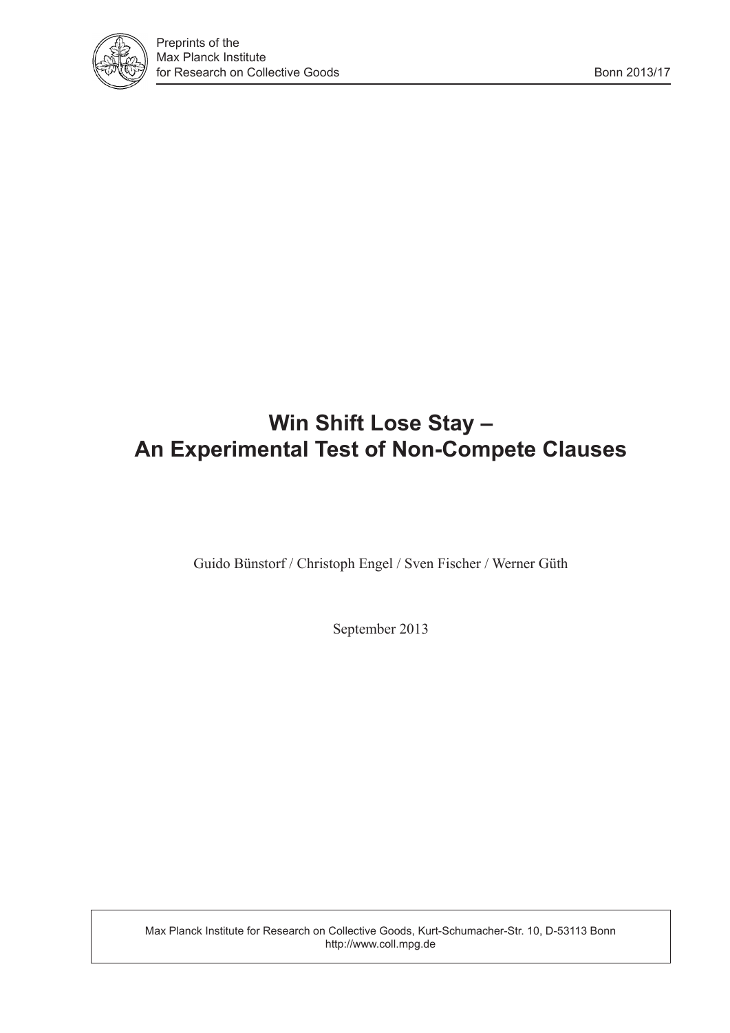# Win Shift Lose Stay – An Experimental Test of Non-Compete Clauses

Guido Bünstorf / Christoph Engel / Sven Fischer / Werner Güth

September 2013

Max Planck Institute for Research on Collective Goods, Kurt-Schumacher-Str. 10, D-53113 Bonn
http://www.coll.mpg.de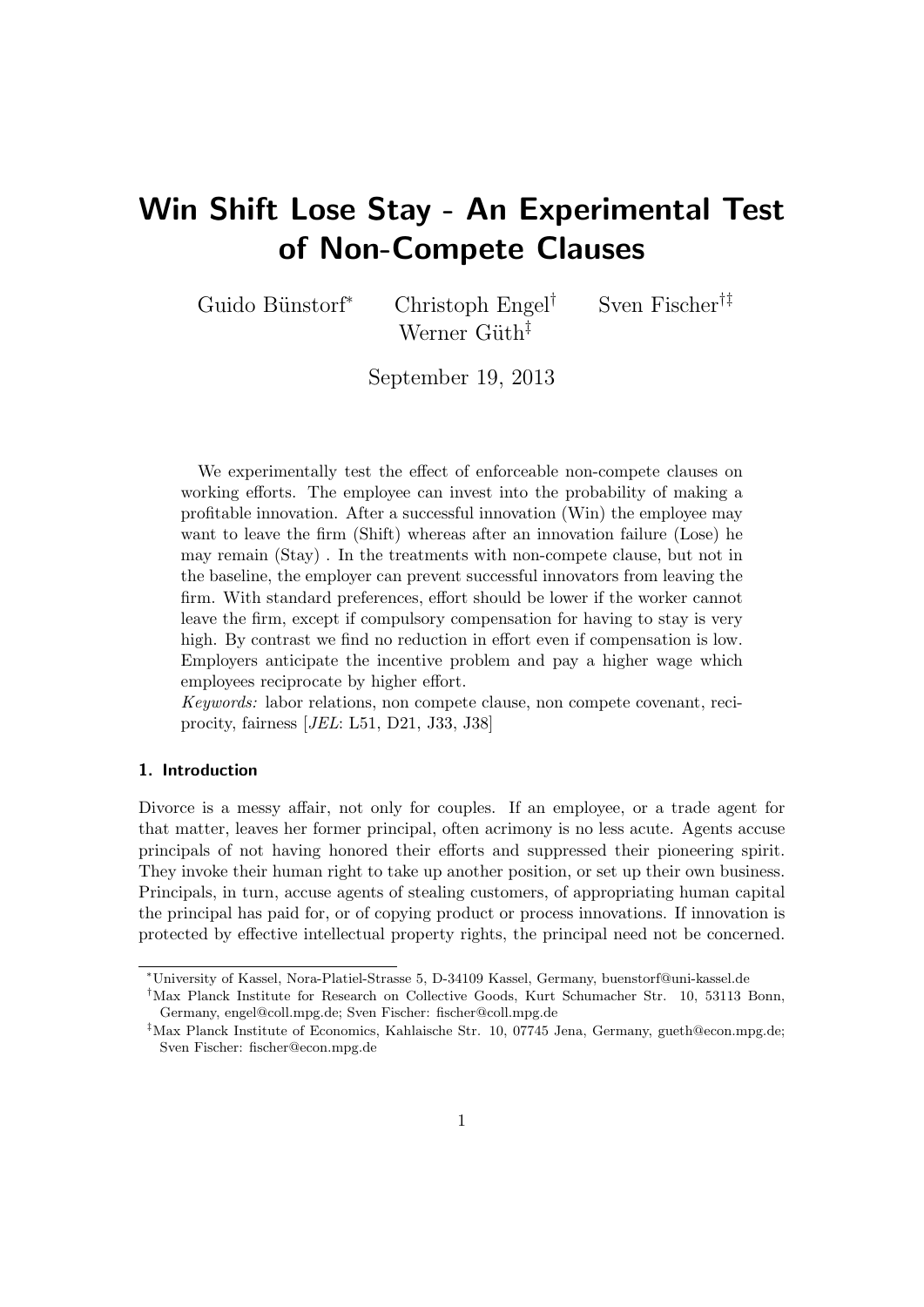# Win Shift Lose Stay - An Experimental Test of Non-Compete Clauses

Guido Bünstorf[*] Christoph Engel[†] Sven Fischer[†‡] Werner Güth[‡]

September 19, 2013

We experimentally test the effect of enforceable non-compete clauses on working efforts. The employee can invest into the probability of making a profitable innovation. After a successful innovation (Win) the employee may want to leave the firm (Shift) whereas after an innovation failure (Lose) he may remain (Stay) . In the treatments with non-compete clause, but not in the baseline, the employer can prevent successful innovators from leaving the firm. With standard preferences, effort should be lower if the worker cannot leave the firm, except if compulsory compensation for having to stay is very high. By contrast we find no reduction in effort even if compensation is low. Employers anticipate the incentive problem and pay a higher wage which employees reciprocate by higher effort.

*Keywords:* labor relations, non compete clause, non compete covenant, reciprocity, fairness [*JEL*: L51, D21, J33, J38]

## 1. Introduction

Divorce is a messy affair, not only for couples. If an employee, or a trade agent for that matter, leaves her former principal, often acrimony is no less acute. Agents accuse principals of not having honored their efforts and suppressed their pioneering spirit. They invoke their human right to take up another position, or set up their own business. Principals, in turn, accuse agents of stealing customers, of appropriating human capital the principal has paid for, or of copying product or process innovations. If innovation is protected by effective intellectual property rights, the principal need not be concerned.

[*] University of Kassel, Nora-Platiel-Strasse 5, D-34109 Kassel, Germany, buenstorf@uni-kassel.de

[†] Max Planck Institute for Research on Collective Goods, Kurt Schumacher Str. 10, 53113 Bonn, Germany, engel@coll.mpg.de; Sven Fischer: fischer@coll.mpg.de

[‡] Max Planck Institute of Economics, Kahlaische Str. 10, 07745 Jena, Germany, gueth@econ.mpg.de; Sven Fischer: fischer@econ.mpg.de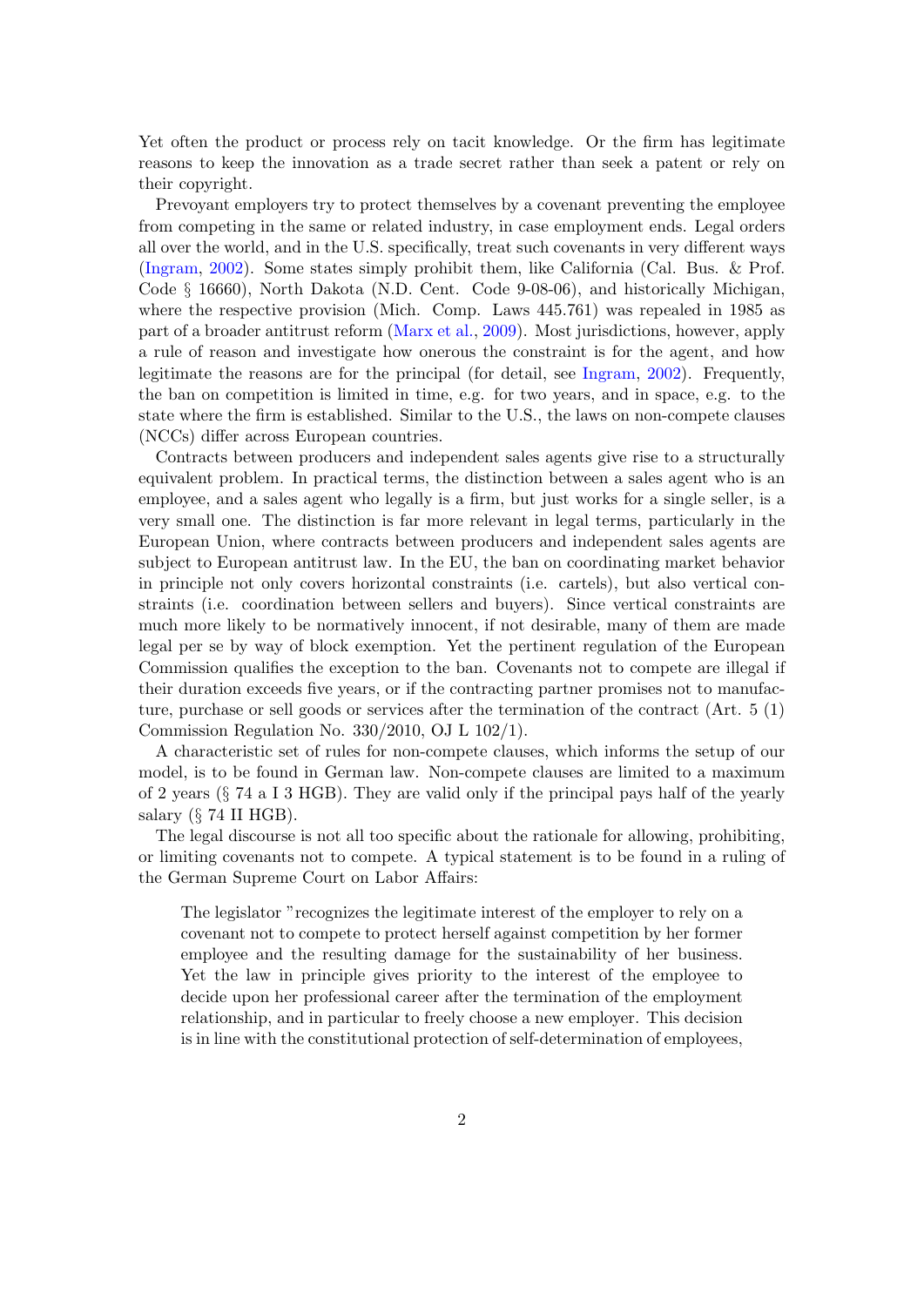Yet often the product or process rely on tacit knowledge. Or the firm has legitimate reasons to keep the innovation as a trade secret rather than seek a patent or rely on their copyright.

Prevoyant employers try to protect themselves by a covenant preventing the employee from competing in the same or related industry, in case employment ends. Legal orders all over the world, and in the U.S. specifically, treat such covenants in very different ways (Ingram, 2002). Some states simply prohibit them, like California (Cal. Bus. & Prof. Code § 16660), North Dakota (N.D. Cent. Code 9-08-06), and historically Michigan, where the respective provision (Mich. Comp. Laws 445.761) was repealed in 1985 as part of a broader antitrust reform (Marx et al., 2009). Most jurisdictions, however, apply a rule of reason and investigate how onerous the constraint is for the agent, and how legitimate the reasons are for the principal (for detail, see Ingram, 2002). Frequently, the ban on competition is limited in time, e.g. for two years, and in space, e.g. to the state where the firm is established. Similar to the U.S., the laws on non-compete clauses (NCCs) differ across European countries.

Contracts between producers and independent sales agents give rise to a structurally equivalent problem. In practical terms, the distinction between a sales agent who is an employee, and a sales agent who legally is a firm, but just works for a single seller, is a very small one. The distinction is far more relevant in legal terms, particularly in the European Union, where contracts between producers and independent sales agents are subject to European antitrust law. In the EU, the ban on coordinating market behavior in principle not only covers horizontal constraints (i.e. cartels), but also vertical constraints (i.e. coordination between sellers and buyers). Since vertical constraints are much more likely to be normatively innocent, if not desirable, many of them are made legal per se by way of block exemption. Yet the pertinent regulation of the European Commission qualifies the exception to the ban. Covenants not to compete are illegal if their duration exceeds five years, or if the contracting partner promises not to manufacture, purchase or sell goods or services after the termination of the contract (Art. 5 (1) Commission Regulation No. 330/2010, OJ L 102/1).

A characteristic set of rules for non-compete clauses, which informs the setup of our model, is to be found in German law. Non-compete clauses are limited to a maximum of 2 years (§ 74 a I 3 HGB). They are valid only if the principal pays half of the yearly salary (§ 74 II HGB).

The legal discourse is not all too specific about the rationale for allowing, prohibiting, or limiting covenants not to compete. A typical statement is to be found in a ruling of the German Supreme Court on Labor Affairs:

> The legislator "recognizes the legitimate interest of the employer to rely on a covenant not to compete to protect herself against competition by her former employee and the resulting damage for the sustainability of her business. Yet the law in principle gives priority to the interest of the employee to decide upon her professional career after the termination of the employment relationship, and in particular to freely choose a new employer. This decision is in line with the constitutional protection of self-determination of employees,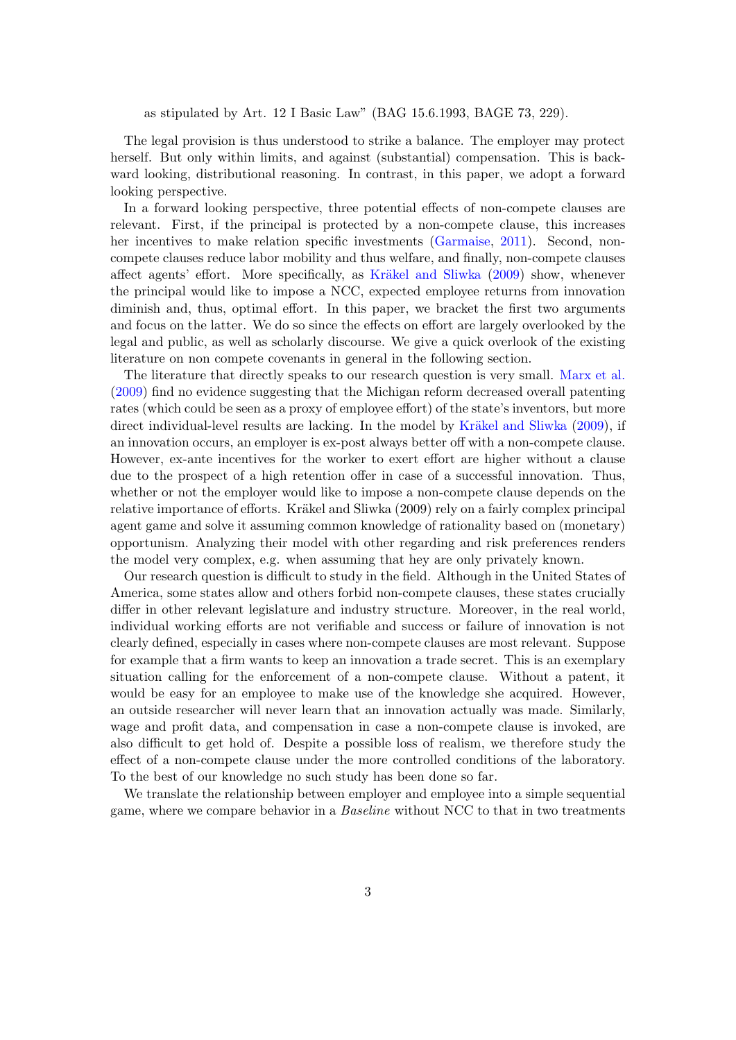as stipulated by Art. 12 I Basic Law" (BAG 15.6.1993, BAGE 73, 229).

The legal provision is thus understood to strike a balance. The employer may protect herself. But only within limits, and against (substantial) compensation. This is backward looking, distributional reasoning. In contrast, in this paper, we adopt a forward looking perspective.

In a forward looking perspective, three potential effects of non-compete clauses are relevant. First, if the principal is protected by a non-compete clause, this increases her incentives to make relation specific investments (Garmaise, 2011). Second, non-compete clauses reduce labor mobility and thus welfare, and finally, non-compete clauses affect agents' effort. More specifically, as Kräkel and Sliwka (2009) show, whenever the principal would like to impose a NCC, expected employee returns from innovation diminish and, thus, optimal effort. In this paper, we bracket the first two arguments and focus on the latter. We do so since the effects on effort are largely overlooked by the legal and public, as well as scholarly discourse. We give a quick overlook of the existing literature on non compete covenants in general in the following section.

The literature that directly speaks to our research question is very small. Marx et al. (2009) find no evidence suggesting that the Michigan reform decreased overall patenting rates (which could be seen as a proxy of employee effort) of the state's inventors, but more direct individual-level results are lacking. In the model by Kräkel and Sliwka (2009), if an innovation occurs, an employer is ex-post always better off with a non-compete clause. However, ex-ante incentives for the worker to exert effort are higher without a clause due to the prospect of a high retention offer in case of a successful innovation. Thus, whether or not the employer would like to impose a non-compete clause depends on the relative importance of efforts. Kräkel and Sliwka (2009) rely on a fairly complex principal agent game and solve it assuming common knowledge of rationality based on (monetary) opportunism. Analyzing their model with other regarding and risk preferences renders the model very complex, e.g. when assuming that hey are only privately known.

Our research question is difficult to study in the field. Although in the United States of America, some states allow and others forbid non-compete clauses, these states crucially differ in other relevant legislature and industry structure. Moreover, in the real world, individual working efforts are not verifiable and success or failure of innovation is not clearly defined, especially in cases where non-compete clauses are most relevant. Suppose for example that a firm wants to keep an innovation a trade secret. This is an exemplary situation calling for the enforcement of a non-compete clause. Without a patent, it would be easy for an employee to make use of the knowledge she acquired. However, an outside researcher will never learn that an innovation actually was made. Similarly, wage and profit data, and compensation in case a non-compete clause is invoked, are also difficult to get hold of. Despite a possible loss of realism, we therefore study the effect of a non-compete clause under the more controlled conditions of the laboratory. To the best of our knowledge no such study has been done so far.

We translate the relationship between employer and employee into a simple sequential game, where we compare behavior in a *Baseline* without NCC to that in two treatments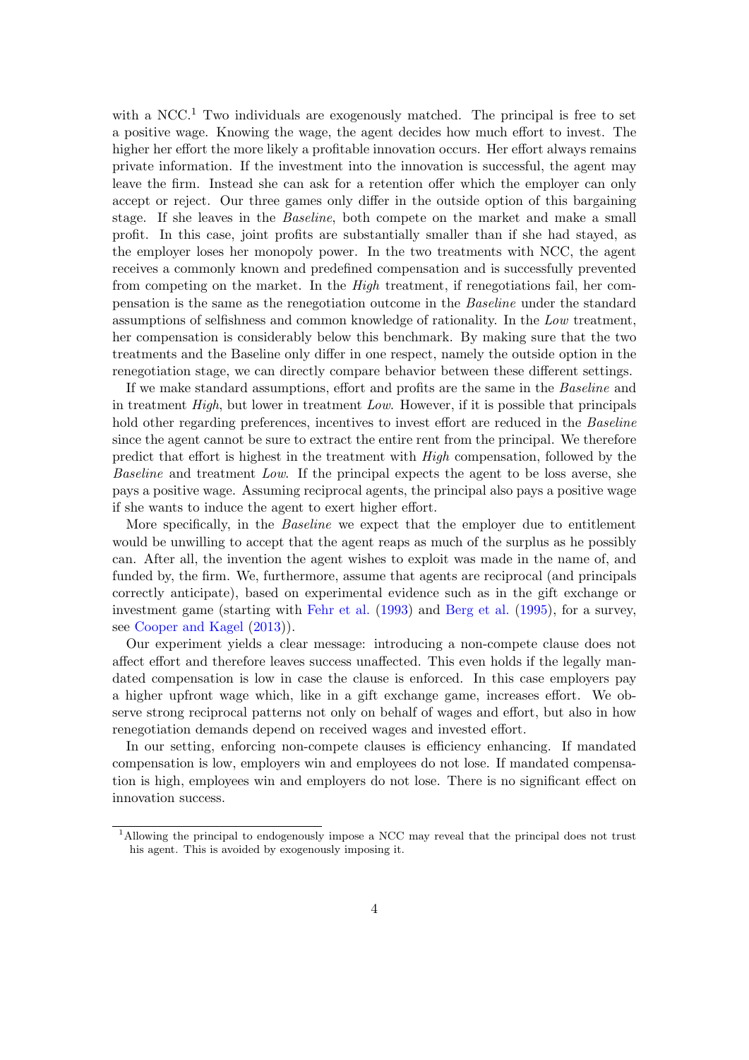with a NCC.[1] Two individuals are exogenously matched. The principal is free to set a positive wage. Knowing the wage, the agent decides how much effort to invest. The higher her effort the more likely a profitable innovation occurs. Her effort always remains private information. If the investment into the innovation is successful, the agent may leave the firm. Instead she can ask for a retention offer which the employer can only accept or reject. Our three games only differ in the outside option of this bargaining stage. If she leaves in the *Baseline*, both compete on the market and make a small profit. In this case, joint profits are substantially smaller than if she had stayed, as the employer loses her monopoly power. In the two treatments with NCC, the agent receives a commonly known and predefined compensation and is successfully prevented from competing on the market. In the *High* treatment, if renegotiations fail, her compensation is the same as the renegotiation outcome in the *Baseline* under the standard assumptions of selfishness and common knowledge of rationality. In the *Low* treatment, her compensation is considerably below this benchmark. By making sure that the two treatments and the Baseline only differ in one respect, namely the outside option in the renegotiation stage, we can directly compare behavior between these different settings.

If we make standard assumptions, effort and profits are the same in the *Baseline* and in treatment *High*, but lower in treatment *Low*. However, if it is possible that principals hold other regarding preferences, incentives to invest effort are reduced in the *Baseline* since the agent cannot be sure to extract the entire rent from the principal. We therefore predict that effort is highest in the treatment with *High* compensation, followed by the *Baseline* and treatment *Low*. If the principal expects the agent to be loss averse, she pays a positive wage. Assuming reciprocal agents, the principal also pays a positive wage if she wants to induce the agent to exert higher effort.

More specifically, in the *Baseline* we expect that the employer due to entitlement would be unwilling to accept that the agent reaps as much of the surplus as he possibly can. After all, the invention the agent wishes to exploit was made in the name of, and funded by, the firm. We, furthermore, assume that agents are reciprocal (and principals correctly anticipate), based on experimental evidence such as in the gift exchange or investment game (starting with Fehr et al. (1993) and Berg et al. (1995), for a survey, see Cooper and Kagel (2013)).

Our experiment yields a clear message: introducing a non-compete clause does not affect effort and therefore leaves success unaffected. This even holds if the legally mandated compensation is low in case the clause is enforced. In this case employers pay a higher upfront wage which, like in a gift exchange game, increases effort. We observe strong reciprocal patterns not only on behalf of wages and effort, but also in how renegotiation demands depend on received wages and invested effort.

In our setting, enforcing non-compete clauses is efficiency enhancing. If mandated compensation is low, employers win and employees do not lose. If mandated compensation is high, employees win and employers do not lose. There is no significant effect on innovation success.

[1] Allowing the principal to endogenously impose a NCC may reveal that the principal does not trust his agent. This is avoided by exogenously imposing it.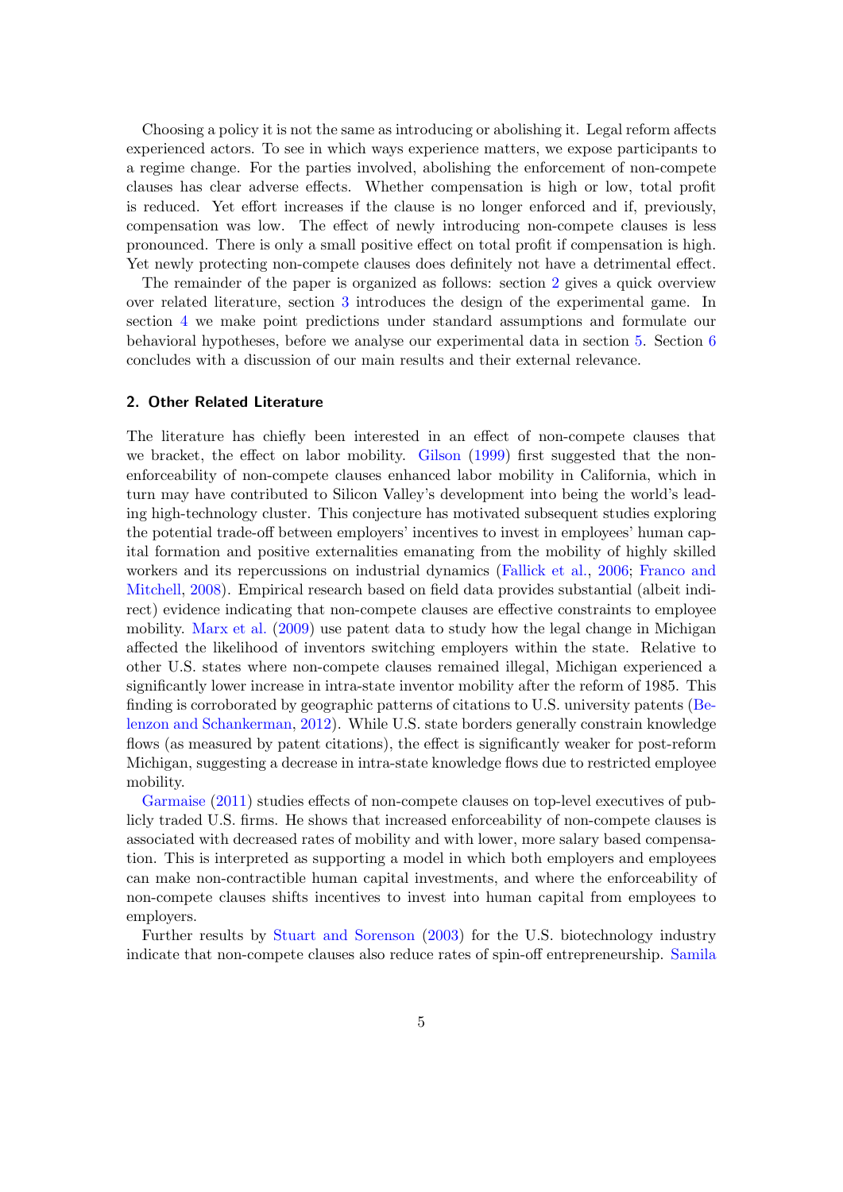Choosing a policy it is not the same as introducing or abolishing it. Legal reform affects experienced actors. To see in which ways experience matters, we expose participants to a regime change. For the parties involved, abolishing the enforcement of non-compete clauses has clear adverse effects. Whether compensation is high or low, total profit is reduced. Yet effort increases if the clause is no longer enforced and if, previously, compensation was low. The effect of newly introducing non-compete clauses is less pronounced. There is only a small positive effect on total profit if compensation is high. Yet newly protecting non-compete clauses does definitely not have a detrimental effect.

The remainder of the paper is organized as follows: section 2 gives a quick overview over related literature, section 3 introduces the design of the experimental game. In section 4 we make point predictions under standard assumptions and formulate our behavioral hypotheses, before we analyse our experimental data in section 5. Section 6 concludes with a discussion of our main results and their external relevance.

## 2. Other Related Literature

The literature has chiefly been interested in an effect of non-compete clauses that we bracket, the effect on labor mobility. Gilson (1999) first suggested that the non-enforceability of non-compete clauses enhanced labor mobility in California, which in turn may have contributed to Silicon Valley's development into being the world's leading high-technology cluster. This conjecture has motivated subsequent studies exploring the potential trade-off between employers' incentives to invest in employees' human capital formation and positive externalities emanating from the mobility of highly skilled workers and its repercussions on industrial dynamics (Fallick et al., 2006; Franco and Mitchell, 2008). Empirical research based on field data provides substantial (albeit indirect) evidence indicating that non-compete clauses are effective constraints to employee mobility. Marx et al. (2009) use patent data to study how the legal change in Michigan affected the likelihood of inventors switching employers within the state. Relative to other U.S. states where non-compete clauses remained illegal, Michigan experienced a significantly lower increase in intra-state inventor mobility after the reform of 1985. This finding is corroborated by geographic patterns of citations to U.S. university patents (Belenzon and Schankerman, 2012). While U.S. state borders generally constrain knowledge flows (as measured by patent citations), the effect is significantly weaker for post-reform Michigan, suggesting a decrease in intra-state knowledge flows due to restricted employee mobility.

Garmaise (2011) studies effects of non-compete clauses on top-level executives of publicly traded U.S. firms. He shows that increased enforceability of non-compete clauses is associated with decreased rates of mobility and with lower, more salary based compensation. This is interpreted as supporting a model in which both employers and employees can make non-contractible human capital investments, and where the enforceability of non-compete clauses shifts incentives to invest into human capital from employees to employers.

Further results by Stuart and Sorenson (2003) for the U.S. biotechnology industry indicate that non-compete clauses also reduce rates of spin-off entrepreneurship. Samila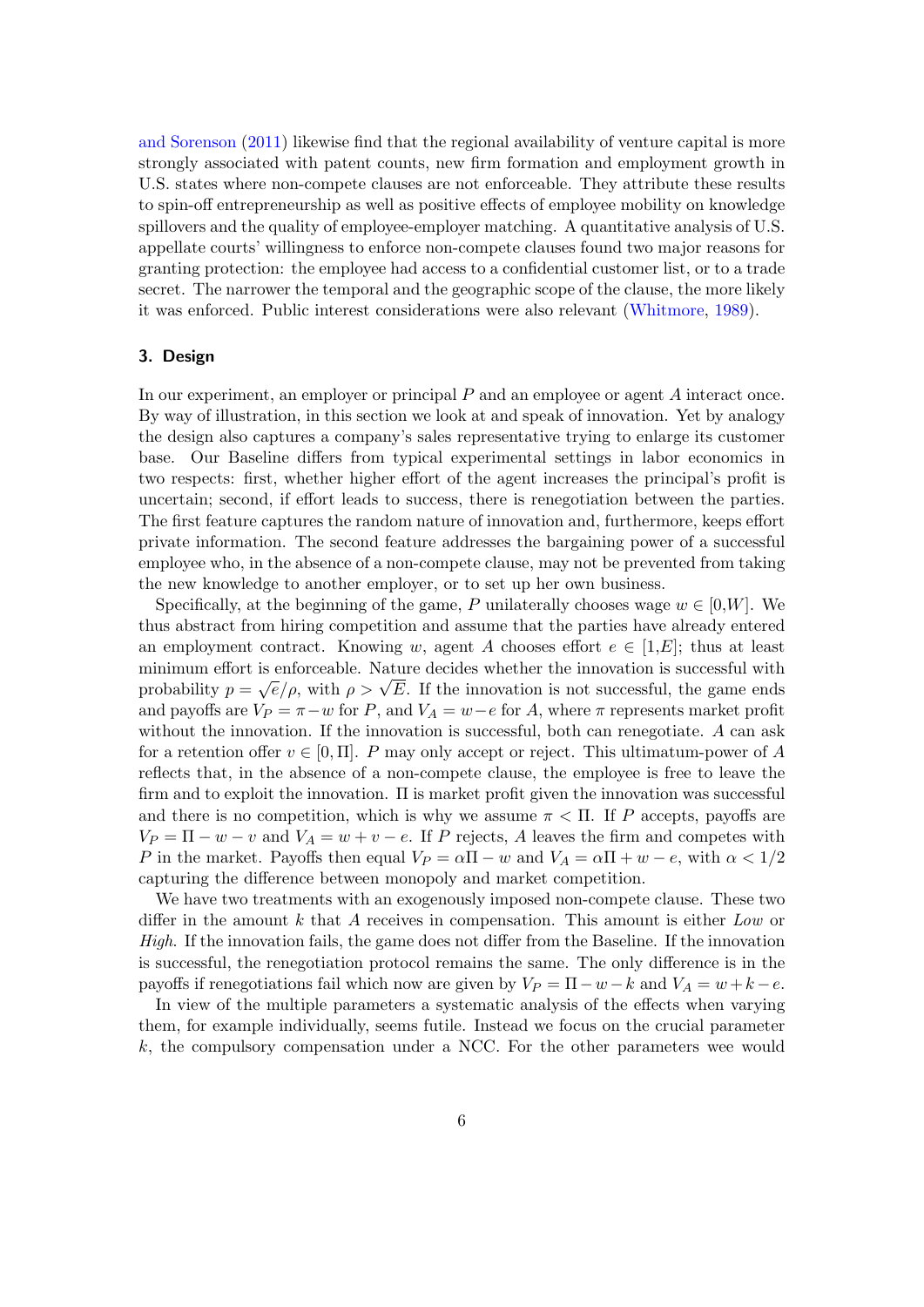and Sorenson (2011) likewise find that the regional availability of venture capital is more strongly associated with patent counts, new firm formation and employment growth in U.S. states where non-compete clauses are not enforceable. They attribute these results to spin-off entrepreneurship as well as positive effects of employee mobility on knowledge spillovers and the quality of employee-employer matching. A quantitative analysis of U.S. appellate courts' willingness to enforce non-compete clauses found two major reasons for granting protection: the employee had access to a confidential customer list, or to a trade secret. The narrower the temporal and the geographic scope of the clause, the more likely it was enforced. Public interest considerations were also relevant (Whitmore, 1989).

## 3. Design

In our experiment, an employer or principal $P$ and an employee or agent $A$ interact once. By way of illustration, in this section we look at and speak of innovation. Yet by analogy the design also captures a company's sales representative trying to enlarge its customer base. Our Baseline differs from typical experimental settings in labor economics in two respects: first, whether higher effort of the agent increases the principal's profit is uncertain; second, if effort leads to success, there is renegotiation between the parties. The first feature captures the random nature of innovation and, furthermore, keeps effort private information. The second feature addresses the bargaining power of a successful employee who, in the absence of a non-compete clause, may not be prevented from taking the new knowledge to another employer, or to set up her own business.

Specifically, at the beginning of the game, $P$ unilaterally chooses wage $w \in [0,W]$. We thus abstract from hiring competition and assume that the parties have already entered an employment contract. Knowing $w$, agent $A$ chooses effort $e \in [1,E]$; thus at least minimum effort is enforceable. Nature decides whether the innovation is successful with probability $p = \sqrt{e}/\rho$, with $\rho > \sqrt{E}$. If the innovation is not successful, the game ends and payoffs are $V_P = \pi - w$ for $P$, and $V_A = w - e$ for $A$, where $\pi$ represents market profit without the innovation. If the innovation is successful, both can renegotiate. $A$ can ask for a retention offer $v \in [0, \Pi]$. $P$ may only accept or reject. This ultimatum-power of $A$ reflects that, in the absence of a non-compete clause, the employee is free to leave the firm and to exploit the innovation. $\Pi$ is market profit given the innovation was successful and there is no competition, which is why we assume $\pi < \Pi$. If $P$ accepts, payoffs are $V_P = \Pi - w - v$ and $V_A = w + v - e$. If $P$ rejects, $A$ leaves the firm and competes with $P$ in the market. Payoffs then equal $V_P = \alpha\Pi - w$ and $V_A = \alpha\Pi + w - e$, with $\alpha < 1/2$ capturing the difference between monopoly and market competition.

We have two treatments with an exogenously imposed non-compete clause. These two differ in the amount $k$ that $A$ receives in compensation. This amount is either *Low* or *High*. If the innovation fails, the game does not differ from the Baseline. If the innovation is successful, the renegotiation protocol remains the same. The only difference is in the payoffs if renegotiations fail which now are given by $V_P = \Pi - w - k$ and $V_A = w + k - e$.

In view of the multiple parameters a systematic analysis of the effects when varying them, for example individually, seems futile. Instead we focus on the crucial parameter $k$, the compulsory compensation under a NCC. For the other parameters wee would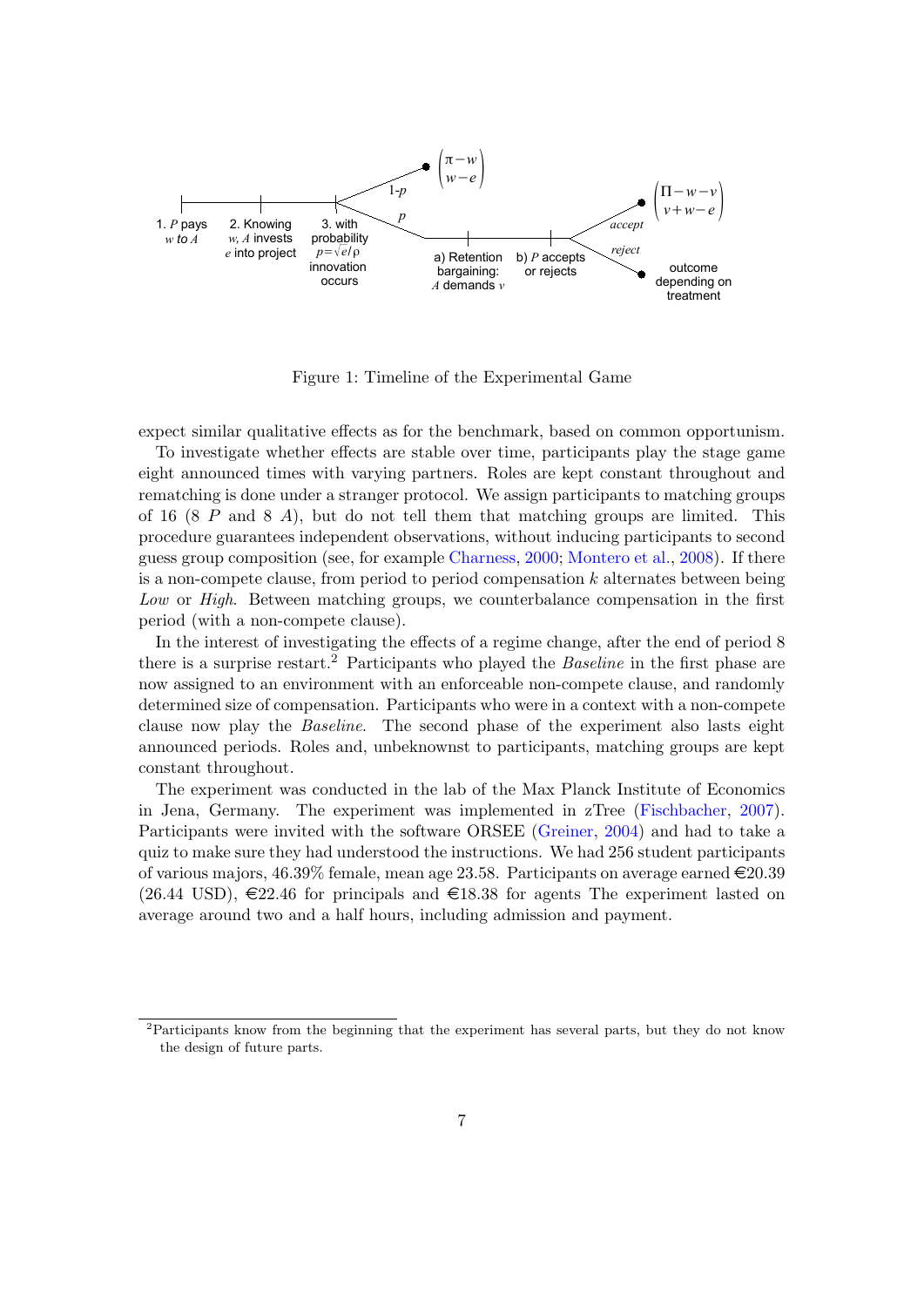Figure 1: Timeline of the Experimental Game

expect similar qualitative effects as for the benchmark, based on common opportunism.

To investigate whether effects are stable over time, participants play the stage game eight announced times with varying partners. Roles are kept constant throughout and rematching is done under a stranger protocol. We assign participants to matching groups of 16 (8 $P$ and 8 $A$), but do not tell them that matching groups are limited. This procedure guarantees independent observations, without inducing participants to second guess group composition (see, for example Charness, 2000; Montero et al., 2008). If there is a non-compete clause, from period to period compensation $k$ alternates between being *Low* or *High*. Between matching groups, we counterbalance compensation in the first period (with a non-compete clause).

In the interest of investigating the effects of a regime change, after the end of period 8 there is a surprise restart.[2] Participants who played the *Baseline* in the first phase are now assigned to an environment with an enforceable non-compete clause, and randomly determined size of compensation. Participants who were in a context with a non-compete clause now play the *Baseline*. The second phase of the experiment also lasts eight announced periods. Roles and, unbeknownst to participants, matching groups are kept constant throughout.

The experiment was conducted in the lab of the Max Planck Institute of Economics in Jena, Germany. The experiment was implemented in zTree (Fischbacher, 2007). Participants were invited with the software ORSEE (Greiner, 2004) and had to take a quiz to make sure they had understood the instructions. We had 256 student participants of various majors, 46.39% female, mean age 23.58. Participants on average earned €20.39 (26.44 USD), €22.46 for principals and €18.38 for agents The experiment lasted on average around two and a half hours, including admission and payment.

[2] Participants know from the beginning that the experiment has several parts, but they do not know the design of future parts.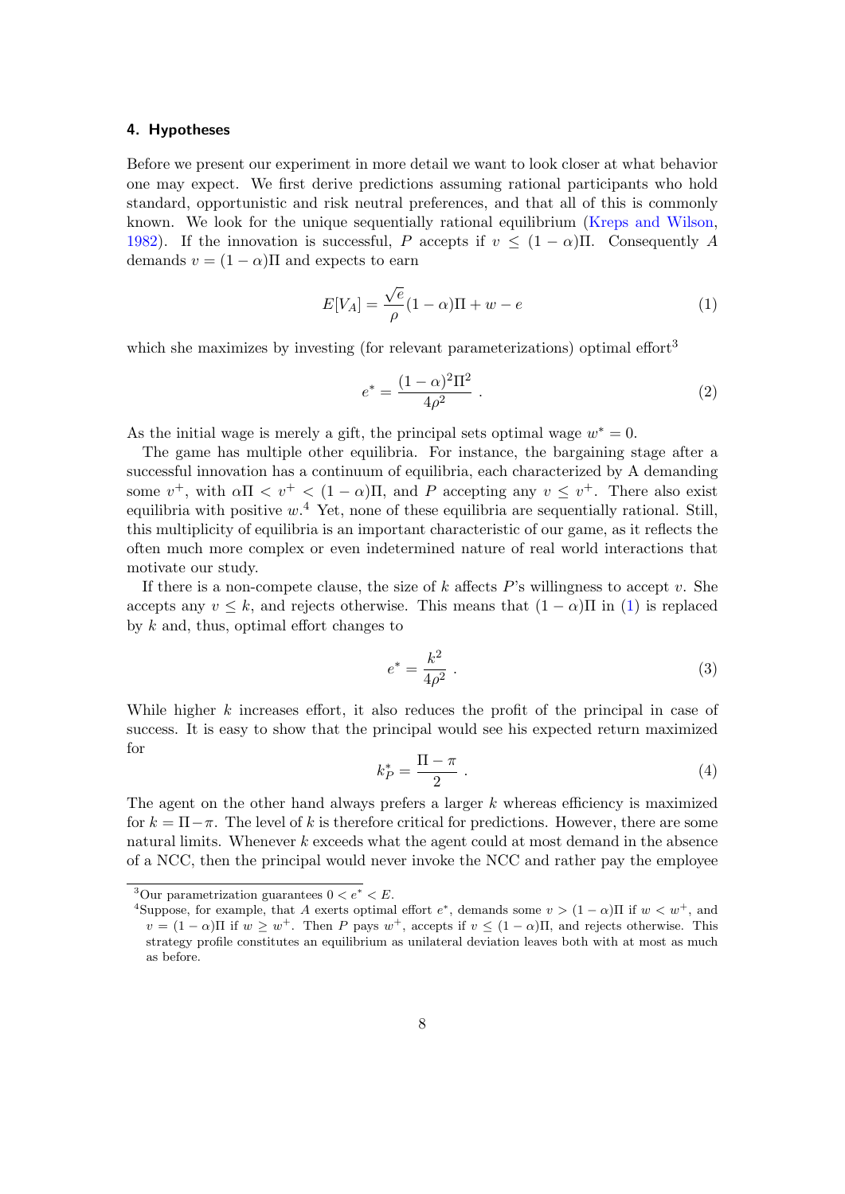#### 4. Hypotheses

Before we present our experiment in more detail we want to look closer at what behavior one may expect. We first derive predictions assuming rational participants who hold standard, opportunistic and risk neutral preferences, and that all of this is commonly known. We look for the unique sequentially rational equilibrium (Kreps and Wilson, 1982). If the innovation is successful, $P$ accepts if $v \leq (1-\alpha)\Pi$. Consequently $A$ demands $v = (1-\alpha)\Pi$ and expects to earn

$$E[V_A] = \frac{\sqrt{e}}{\rho}(1-\alpha)\Pi + w - e \tag{1}$$

which she maximizes by investing (for relevant parameterizations) optimal effort[3]

$$e^* = \frac{(1-\alpha)^2\Pi^2}{4\rho^2} \ . \tag{2}$$

As the initial wage is merely a gift, the principal sets optimal wage $w^* = 0$.

The game has multiple other equilibria. For instance, the bargaining stage after a successful innovation has a continuum of equilibria, each characterized by A demanding some $v^+$, with $\alpha\Pi < v^+ < (1-\alpha)\Pi$, and $P$ accepting any $v \leq v^+$. There also exist equilibria with positive $w$.[4] Yet, none of these equilibria are sequentially rational. Still, this multiplicity of equilibria is an important characteristic of our game, as it reflects the often much more complex or even indetermined nature of real world interactions that motivate our study.

If there is a non-compete clause, the size of $k$ affects $P$'s willingness to accept $v$. She accepts any $v \leq k$, and rejects otherwise. This means that $(1-\alpha)\Pi$ in (1) is replaced by $k$ and, thus, optimal effort changes to

$$e^* = \frac{k^2}{4\rho^2} \ . \tag{3}$$

While higher $k$ increases effort, it also reduces the profit of the principal in case of success. It is easy to show that the principal would see his expected return maximized for

$$k_P^* = \frac{\Pi - \pi}{2} \ . \tag{4}$$

The agent on the other hand always prefers a larger $k$ whereas efficiency is maximized for $k = \Pi - \pi$. The level of $k$ is therefore critical for predictions. However, there are some natural limits. Whenever $k$ exceeds what the agent could at most demand in the absence of a NCC, then the principal would never invoke the NCC and rather pay the employee

---

[3] Our parametrization guarantees $0 < e^* < E$.

[4] Suppose, for example, that $A$ exerts optimal effort $e^*$, demands some $v > (1-\alpha)\Pi$ if $w < w^+$, and $v = (1-\alpha)\Pi$ if $w \geq w^+$. Then $P$ pays $w^+$, accepts if $v \leq (1-\alpha)\Pi$, and rejects otherwise. This strategy profile constitutes an equilibrium as unilateral deviation leaves both with at most as much as before.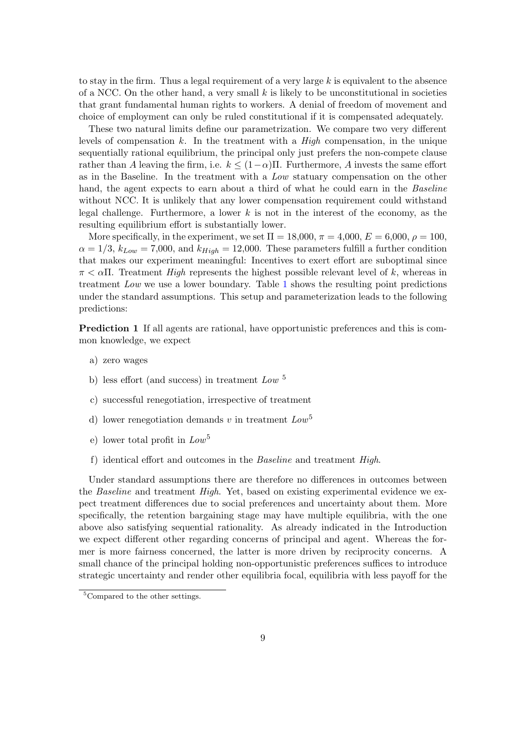to stay in the firm. Thus a legal requirement of a very large $k$ is equivalent to the absence of a NCC. On the other hand, a very small $k$ is likely to be unconstitutional in societies that grant fundamental human rights to workers. A denial of freedom of movement and choice of employment can only be ruled constitutional if it is compensated adequately.

These two natural limits define our parametrization. We compare two very different levels of compensation $k$. In the treatment with a *High* compensation, in the unique sequentially rational equilibrium, the principal only just prefers the non-compete clause rather than $A$ leaving the firm, i.e. $k \leq (1-\alpha)\Pi$. Furthermore, $A$ invests the same effort as in the Baseline. In the treatment with a *Low* statuary compensation on the other hand, the agent expects to earn about a third of what he could earn in the *Baseline* without NCC. It is unlikely that any lower compensation requirement could withstand legal challenge. Furthermore, a lower $k$ is not in the interest of the economy, as the resulting equilibrium effort is substantially lower.

More specifically, in the experiment, we set $\Pi = 18{,}000$, $\pi = 4{,}000$, $E = 6{,}000$, $\rho = 100$, $\alpha = 1/3$, $k_{Low} = 7{,}000$, and $k_{High} = 12{,}000$. These parameters fulfill a further condition that makes our experiment meaningful: Incentives to exert effort are suboptimal since $\pi < \alpha\Pi$. Treatment *High* represents the highest possible relevant level of $k$, whereas in treatment *Low* we use a lower boundary. Table 1 shows the resulting point predictions under the standard assumptions. This setup and parameterization leads to the following predictions:

**Prediction 1** If all agents are rational, have opportunistic preferences and this is common knowledge, we expect

a) zero wages

b) less effort (and success) in treatment *Low* [5]

c) successful renegotiation, irrespective of treatment

d) lower renegotiation demands $v$ in treatment *Low*[5]

e) lower total profit in *Low*[5]

f) identical effort and outcomes in the *Baseline* and treatment *High*.

Under standard assumptions there are therefore no differences in outcomes between the *Baseline* and treatment *High*. Yet, based on existing experimental evidence we expect treatment differences due to social preferences and uncertainty about them. More specifically, the retention bargaining stage may have multiple equilibria, with the one above also satisfying sequential rationality. As already indicated in the Introduction we expect different other regarding concerns of principal and agent. Whereas the former is more fairness concerned, the latter is more driven by reciprocity concerns. A small chance of the principal holding non-opportunistic preferences suffices to introduce strategic uncertainty and render other equilibria focal, equilibria with less payoff for the

[5] Compared to the other settings.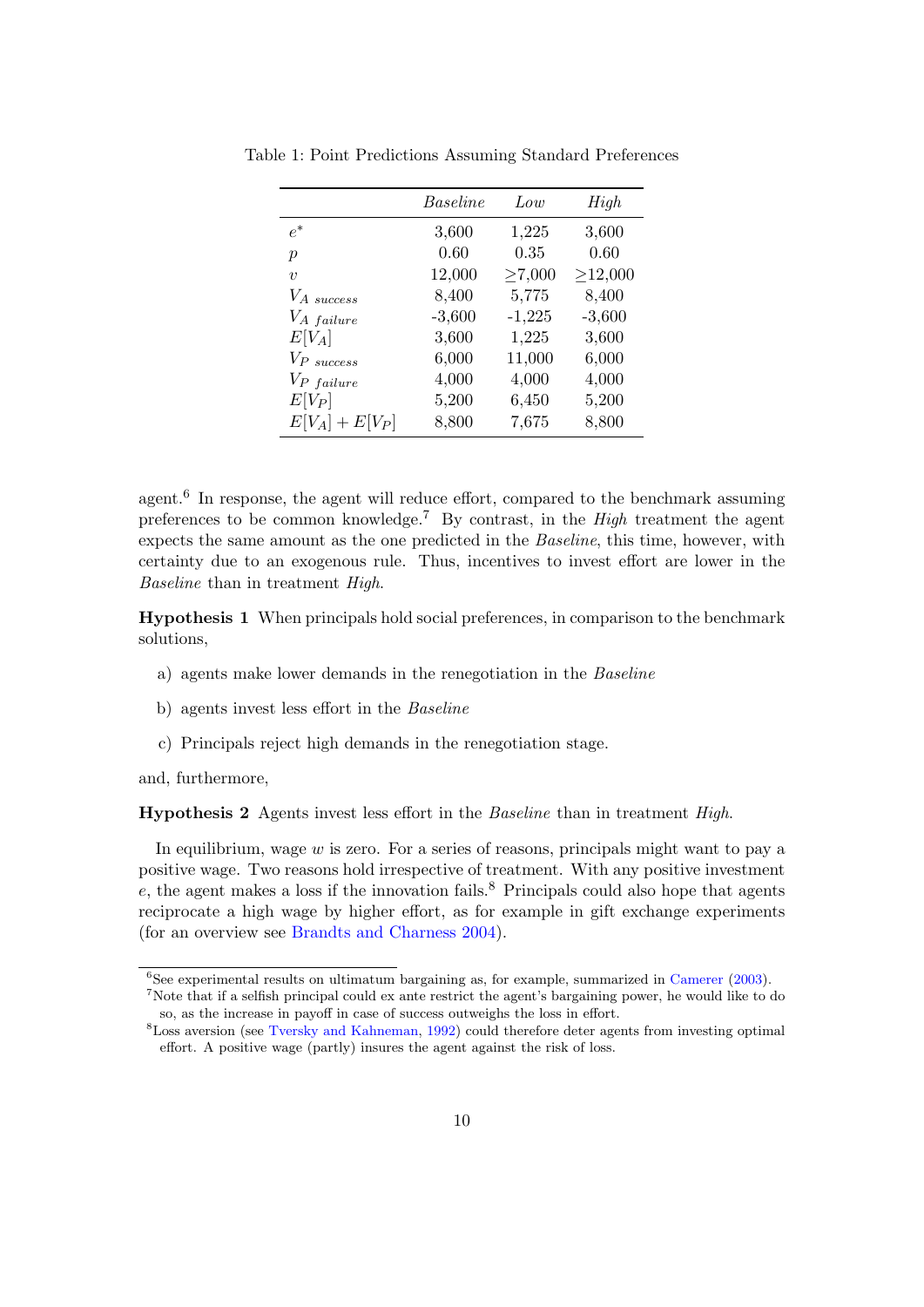Table 1: Point Predictions Assuming Standard Preferences

| | *Baseline* | *Low* | *High* |
|---|---|---|---|
| $e^*$ | 3,600 | 1,225 | 3,600 |
| $p$ | 0.60 | 0.35 | 0.60 |
| $v$ | 12,000 | ≥7,000 | ≥12,000 |
| $V_{A\ success}$ | 8,400 | 5,775 | 8,400 |
| $V_{A\ failure}$ | -3,600 | -1,225 | -3,600 |
| $E[V_A]$ | 3,600 | 1,225 | 3,600 |
| $V_{P\ success}$ | 6,000 | 11,000 | 6,000 |
| $V_{P\ failure}$ | 4,000 | 4,000 | 4,000 |
| $E[V_P]$ | 5,200 | 6,450 | 5,200 |
| $E[V_A] + E[V_P]$ | 8,800 | 7,675 | 8,800 |

agent.[6] In response, the agent will reduce effort, compared to the benchmark assuming preferences to be common knowledge.[7] By contrast, in the *High* treatment the agent expects the same amount as the one predicted in the *Baseline*, this time, however, with certainty due to an exogenous rule. Thus, incentives to invest effort are lower in the *Baseline* than in treatment *High*.

**Hypothesis 1** When principals hold social preferences, in comparison to the benchmark solutions,

a) agents make lower demands in the renegotiation in the *Baseline*

b) agents invest less effort in the *Baseline*

c) Principals reject high demands in the renegotiation stage.

and, furthermore,

**Hypothesis 2** Agents invest less effort in the *Baseline* than in treatment *High*.

In equilibrium, wage $w$ is zero. For a series of reasons, principals might want to pay a positive wage. Two reasons hold irrespective of treatment. With any positive investment $e$, the agent makes a loss if the innovation fails.[8] Principals could also hope that agents reciprocate a high wage by higher effort, as for example in gift exchange experiments (for an overview see Brandts and Charness 2004).

[6] See experimental results on ultimatum bargaining as, for example, summarized in Camerer (2003).

[7] Note that if a selfish principal could ex ante restrict the agent's bargaining power, he would like to do so, as the increase in payoff in case of success outweighs the loss in effort.

[8] Loss aversion (see Tversky and Kahneman, 1992) could therefore deter agents from investing optimal effort. A positive wage (partly) insures the agent against the risk of loss.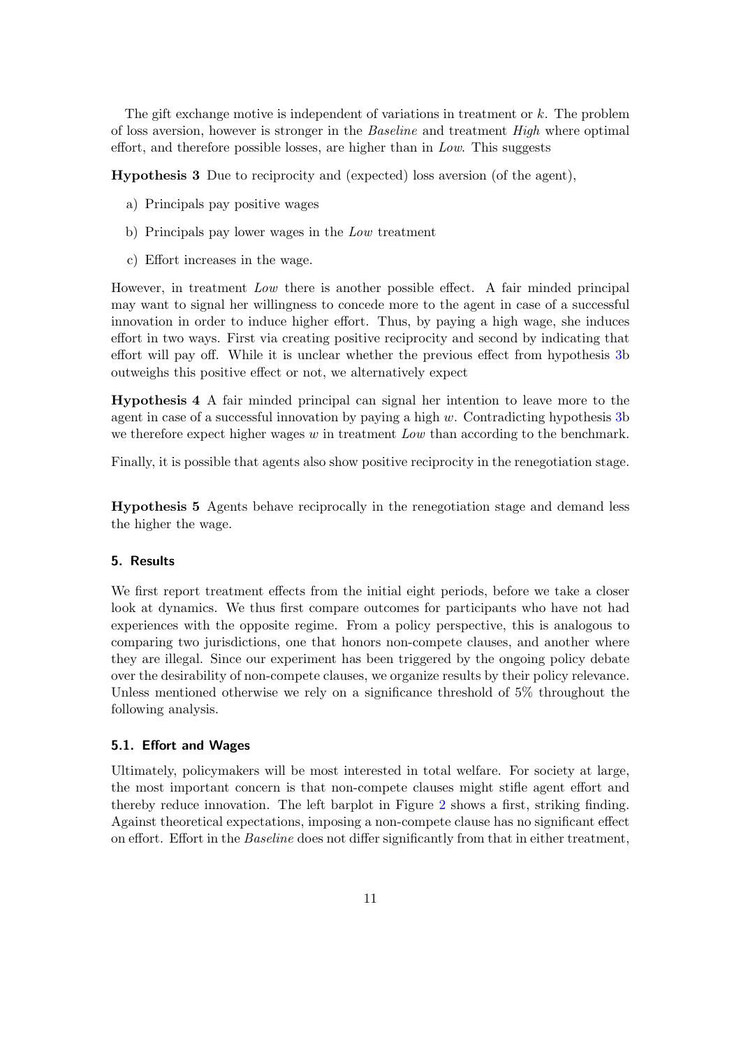The gift exchange motive is independent of variations in treatment or $k$. The problem of loss aversion, however is stronger in the *Baseline* and treatment *High* where optimal effort, and therefore possible losses, are higher than in *Low*. This suggests

**Hypothesis 3** Due to reciprocity and (expected) loss aversion (of the agent),

a) Principals pay positive wages

b) Principals pay lower wages in the *Low* treatment

c) Effort increases in the wage.

However, in treatment *Low* there is another possible effect. A fair minded principal may want to signal her willingness to concede more to the agent in case of a successful innovation in order to induce higher effort. Thus, by paying a high wage, she induces effort in two ways. First via creating positive reciprocity and second by indicating that effort will pay off. While it is unclear whether the previous effect from hypothesis 3b outweighs this positive effect or not, we alternatively expect

**Hypothesis 4** A fair minded principal can signal her intention to leave more to the agent in case of a successful innovation by paying a high $w$. Contradicting hypothesis 3b we therefore expect higher wages $w$ in treatment *Low* than according to the benchmark.

Finally, it is possible that agents also show positive reciprocity in the renegotiation stage.

**Hypothesis 5** Agents behave reciprocally in the renegotiation stage and demand less the higher the wage.

## 5. Results

We first report treatment effects from the initial eight periods, before we take a closer look at dynamics. We thus first compare outcomes for participants who have not had experiences with the opposite regime. From a policy perspective, this is analogous to comparing two jurisdictions, one that honors non-compete clauses, and another where they are illegal. Since our experiment has been triggered by the ongoing policy debate over the desirability of non-compete clauses, we organize results by their policy relevance. Unless mentioned otherwise we rely on a significance threshold of 5% throughout the following analysis.

### 5.1. Effort and Wages

Ultimately, policymakers will be most interested in total welfare. For society at large, the most important concern is that non-compete clauses might stifle agent effort and thereby reduce innovation. The left barplot in Figure 2 shows a first, striking finding. Against theoretical expectations, imposing a non-compete clause has no significant effect on effort. Effort in the *Baseline* does not differ significantly from that in either treatment,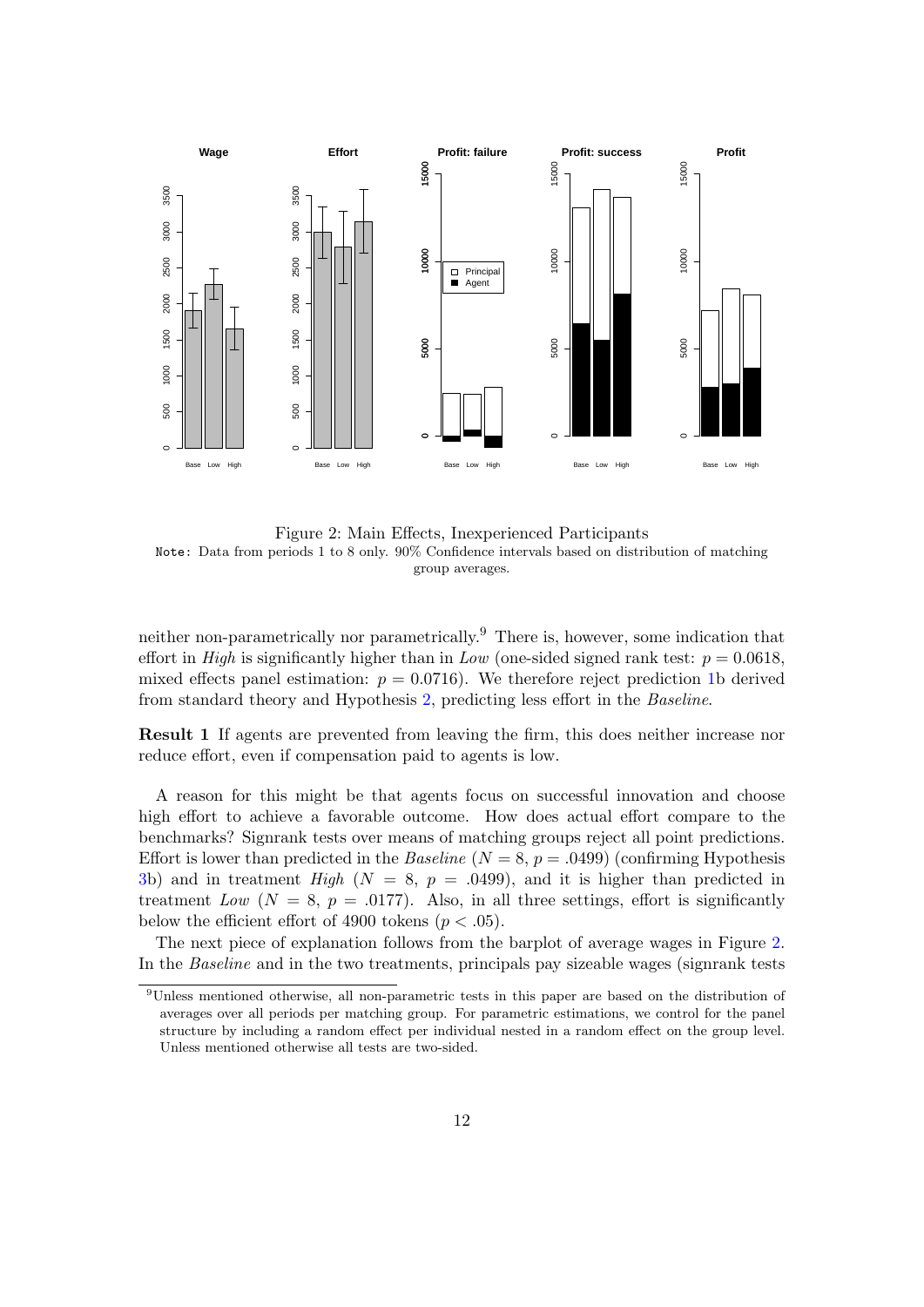Figure 2: Main Effects, Inexperienced Participants

Note: Data from periods 1 to 8 only. 90% Confidence intervals based on distribution of matching group averages.

neither non-parametrically nor parametrically.[9] There is, however, some indication that effort in *High* is significantly higher than in *Low* (one-sided signed rank test: $p = 0.0618$, mixed effects panel estimation: $p = 0.0716$). We therefore reject prediction 1b derived from standard theory and Hypothesis 2, predicting less effort in the *Baseline*.

**Result 1** If agents are prevented from leaving the firm, this does neither increase nor reduce effort, even if compensation paid to agents is low.

A reason for this might be that agents focus on successful innovation and choose high effort to achieve a favorable outcome. How does actual effort compare to the benchmarks? Signrank tests over means of matching groups reject all point predictions. Effort is lower than predicted in the *Baseline* ($N = 8$, $p = .0499$) (confirming Hypothesis 3b) and in treatment *High* ($N = 8$, $p = .0499$), and it is higher than predicted in treatment *Low* ($N = 8$, $p = .0177$). Also, in all three settings, effort is significantly below the efficient effort of 4900 tokens ($p < .05$).

The next piece of explanation follows from the barplot of average wages in Figure 2. In the *Baseline* and in the two treatments, principals pay sizeable wages (signrank tests

[9] Unless mentioned otherwise, all non-parametric tests in this paper are based on the distribution of averages over all periods per matching group. For parametric estimations, we control for the panel structure by including a random effect per individual nested in a random effect on the group level. Unless mentioned otherwise all tests are two-sided.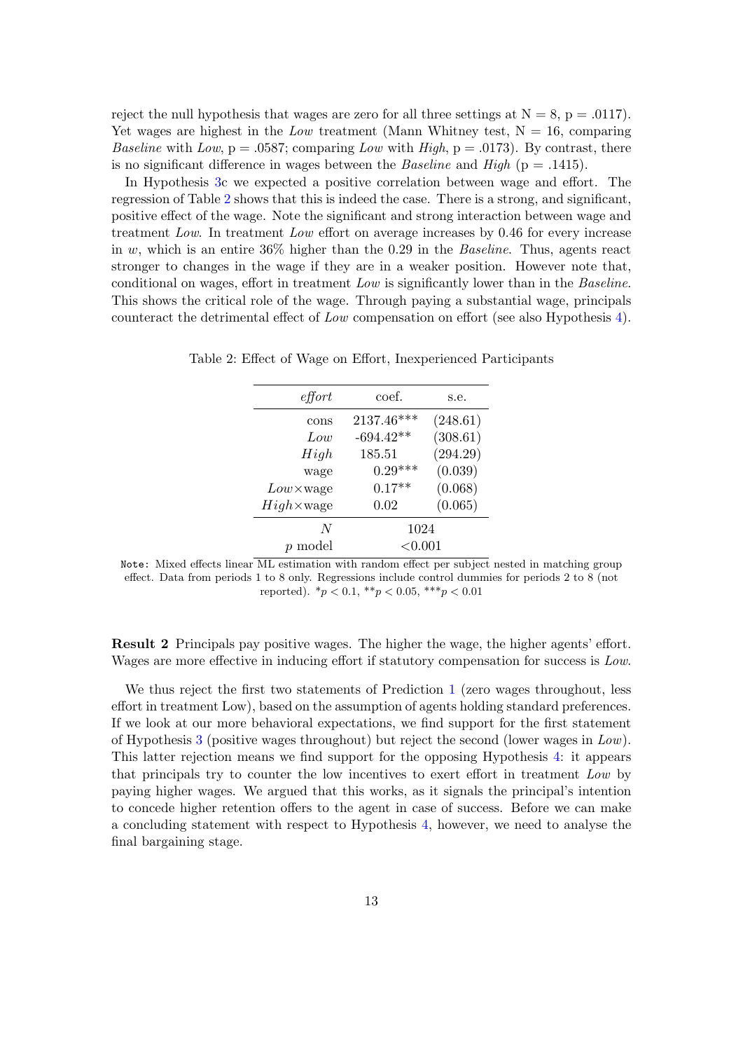reject the null hypothesis that wages are zero for all three settings at N = 8, p = .0117). Yet wages are highest in the *Low* treatment (Mann Whitney test, N = 16, comparing *Baseline* with *Low*, p = .0587; comparing *Low* with *High*, p = .0173). By contrast, there is no significant difference in wages between the *Baseline* and *High* (p = .1415).

In Hypothesis 3c we expected a positive correlation between wage and effort. The regression of Table 2 shows that this is indeed the case. There is a strong, and significant, positive effect of the wage. Note the significant and strong interaction between wage and treatment *Low*. In treatment *Low* effort on average increases by 0.46 for every increase in $w$, which is an entire 36% higher than the 0.29 in the *Baseline*. Thus, agents react stronger to changes in the wage if they are in a weaker position. However note that, conditional on wages, effort in treatment *Low* is significantly lower than in the *Baseline*. This shows the critical role of the wage. Through paying a substantial wage, principals counteract the detrimental effect of *Low* compensation on effort (see also Hypothesis 4).

Table 2: Effect of Wage on Effort, Inexperienced Participants

| *effort* | coef. | s.e. |
|---|---|---|
| cons | 2137.46*** | (248.61) |
| *Low* | -694.42** | (308.61) |
| *High* | 185.51 | (294.29) |
| wage | 0.29*** | (0.039) |
| *Low*×wage | 0.17** | (0.068) |
| *High*×wage | 0.02 | (0.065) |
| $N$ | 1024 | |
| $p$ model | <0.001 | |

Note: Mixed effects linear ML estimation with random effect per subject nested in matching group effect. Data from periods 1 to 8 only. Regressions include control dummies for periods 2 to 8 (not reported). $^{*}p < 0.1$, $^{**}p < 0.05$, $^{***}p < 0.01$

**Result 2** Principals pay positive wages. The higher the wage, the higher agents' effort. Wages are more effective in inducing effort if statutory compensation for success is *Low*.

We thus reject the first two statements of Prediction 1 (zero wages throughout, less effort in treatment Low), based on the assumption of agents holding standard preferences. If we look at our more behavioral expectations, we find support for the first statement of Hypothesis 3 (positive wages throughout) but reject the second (lower wages in *Low*). This latter rejection means we find support for the opposing Hypothesis 4: it appears that principals try to counter the low incentives to exert effort in treatment *Low* by paying higher wages. We argued that this works, as it signals the principal's intention to concede higher retention offers to the agent in case of success. Before we can make a concluding statement with respect to Hypothesis 4, however, we need to analyse the final bargaining stage.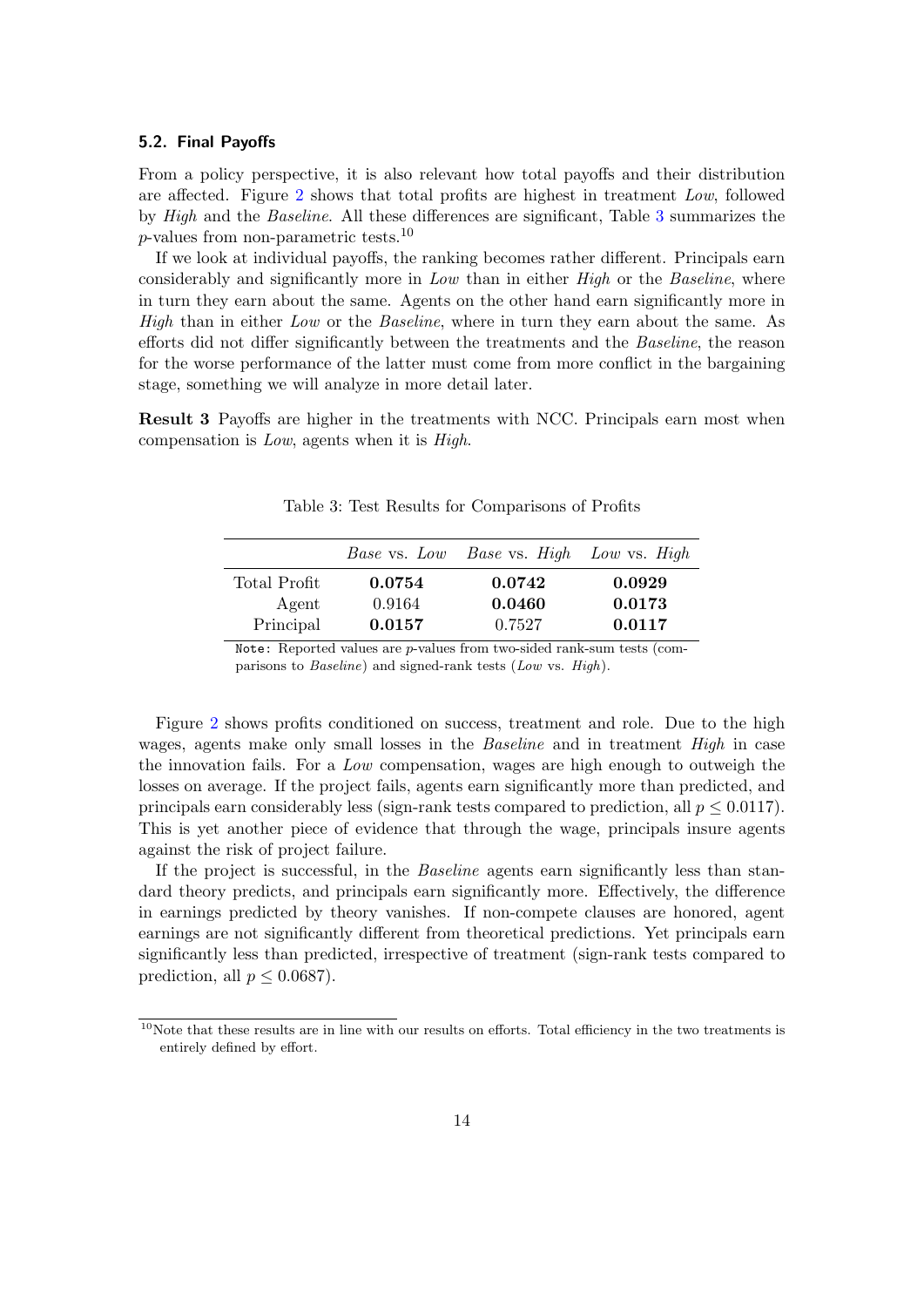### 5.2. Final Payoffs

From a policy perspective, it is also relevant how total payoffs and their distribution are affected. Figure 2 shows that total profits are highest in treatment *Low*, followed by *High* and the *Baseline*. All these differences are significant, Table 3 summarizes the $p$-values from non-parametric tests.[10]

If we look at individual payoffs, the ranking becomes rather different. Principals earn considerably and significantly more in *Low* than in either *High* or the *Baseline*, where in turn they earn about the same. Agents on the other hand earn significantly more in *High* than in either *Low* or the *Baseline*, where in turn they earn about the same. As efforts did not differ significantly between the treatments and the *Baseline*, the reason for the worse performance of the latter must come from more conflict in the bargaining stage, something we will analyze in more detail later.

**Result 3** Payoffs are higher in the treatments with NCC. Principals earn most when compensation is *Low*, agents when it is *High*.

Table 3: Test Results for Comparisons of Profits

| | *Base* vs. *Low* | *Base* vs. *High* | *Low* vs. *High* |
|---|---|---|---|
| Total Profit | **0.0754** | **0.0742** | **0.0929** |
| Agent | 0.9164 | **0.0460** | **0.0173** |
| Principal | **0.0157** | 0.7527 | **0.0117** |

Note: Reported values are $p$-values from two-sided rank-sum tests (comparisons to *Baseline*) and signed-rank tests (*Low* vs. *High*).

Figure 2 shows profits conditioned on success, treatment and role. Due to the high wages, agents make only small losses in the *Baseline* and in treatment *High* in case the innovation fails. For a *Low* compensation, wages are high enough to outweigh the losses on average. If the project fails, agents earn significantly more than predicted, and principals earn considerably less (sign-rank tests compared to prediction, all $p \leq 0.0117$). This is yet another piece of evidence that through the wage, principals insure agents against the risk of project failure.

If the project is successful, in the *Baseline* agents earn significantly less than standard theory predicts, and principals earn significantly more. Effectively, the difference in earnings predicted by theory vanishes. If non-compete clauses are honored, agent earnings are not significantly different from theoretical predictions. Yet principals earn significantly less than predicted, irrespective of treatment (sign-rank tests compared to prediction, all $p \leq 0.0687$).

[10]Note that these results are in line with our results on efforts. Total efficiency in the two treatments is entirely defined by effort.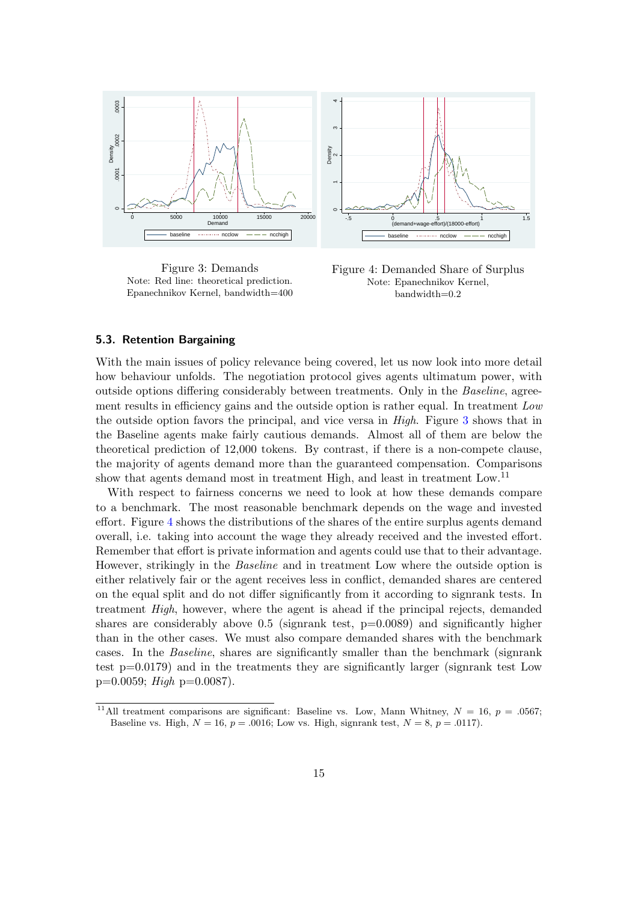Figure 3: Demands
Note: Red line: theoretical prediction. Epanechnikov Kernel, bandwidth=400

Figure 4: Demanded Share of Surplus
Note: Epanechnikov Kernel, bandwidth=0.2

### 5.3. Retention Bargaining

With the main issues of policy relevance being covered, let us now look into more detail how behaviour unfolds. The negotiation protocol gives agents ultimatum power, with outside options differing considerably between treatments. Only in the *Baseline*, agreement results in efficiency gains and the outside option is rather equal. In treatment *Low* the outside option favors the principal, and vice versa in *High*. Figure 3 shows that in the Baseline agents make fairly cautious demands. Almost all of them are below the theoretical prediction of 12,000 tokens. By contrast, if there is a non-compete clause, the majority of agents demand more than the guaranteed compensation. Comparisons show that agents demand most in treatment High, and least in treatment Low.[11]

With respect to fairness concerns we need to look at how these demands compare to a benchmark. The most reasonable benchmark depends on the wage and invested effort. Figure 4 shows the distributions of the shares of the entire surplus agents demand overall, i.e. taking into account the wage they already received and the invested effort. Remember that effort is private information and agents could use that to their advantage. However, strikingly in the *Baseline* and in treatment Low where the outside option is either relatively fair or the agent receives less in conflict, demanded shares are centered on the equal split and do not differ significantly from it according to signrank tests. In treatment *High*, however, where the agent is ahead if the principal rejects, demanded shares are considerably above 0.5 (signrank test, p=0.0089) and significantly higher than in the other cases. We must also compare demanded shares with the benchmark cases. In the *Baseline*, shares are significantly smaller than the benchmark (signrank test p=0.0179) and in the treatments they are significantly larger (signrank test Low p=0.0059; *High* p=0.0087).

[11] All treatment comparisons are significant: Baseline vs. Low, Mann Whitney, $N = 16$, $p = .0567$; Baseline vs. High, $N = 16$, $p = .0016$; Low vs. High, signrank test, $N = 8$, $p = .0117$).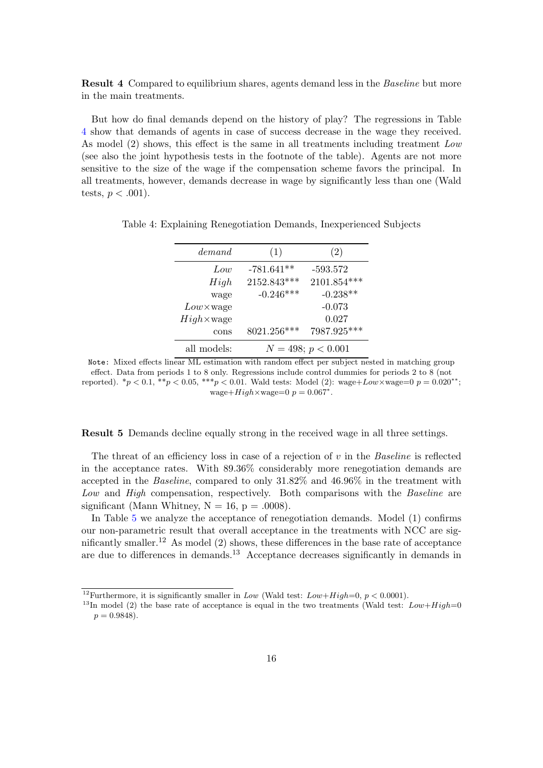**Result 4** Compared to equilibrium shares, agents demand less in the *Baseline* but more in the main treatments.

But how do final demands depend on the history of play? The regressions in Table 4 show that demands of agents in case of success decrease in the wage they received. As model (2) shows, this effect is the same in all treatments including treatment *Low* (see also the joint hypothesis tests in the footnote of the table). Agents are not more sensitive to the size of the wage if the compensation scheme favors the principal. In all treatments, however, demands decrease in wage by significantly less than one (Wald tests, $p < .001$).

Table 4: Explaining Renegotiation Demands, Inexperienced Subjects

| *demand* | (1) | (2) |
|---|---|---|
| *Low* | -781.641** | -593.572 |
| *High* | 2152.843*** | 2101.854*** |
| wage | -0.246*** | -0.238** |
| *Low*×wage | | -0.073 |
| *High*×wage | | 0.027 |
| cons | 8021.256*** | 7987.925*** |
| all models: | $N = 498$; $p < 0.001$ | |

Note: Mixed effects linear ML estimation with random effect per subject nested in matching group effect. Data from periods 1 to 8 only. Regressions include control dummies for periods 2 to 8 (not reported). $^{*}p < 0.1$, $^{**}p < 0.05$, $^{***}p < 0.01$. Wald tests: Model (2): wage+*Low*×wage=0 $p = 0.020^{**}$; wage+*High*×wage=0 $p = 0.067^{*}$.

**Result 5** Demands decline equally strong in the received wage in all three settings.

The threat of an efficiency loss in case of a rejection of $v$ in the *Baseline* is reflected in the acceptance rates. With 89.36% considerably more renegotiation demands are accepted in the *Baseline*, compared to only 31.82% and 46.96% in the treatment with *Low* and *High* compensation, respectively. Both comparisons with the *Baseline* are significant (Mann Whitney, N = 16, p = .0008).

In Table 5 we analyze the acceptance of renegotiation demands. Model (1) confirms our non-parametric result that overall acceptance in the treatments with NCC are significantly smaller.[12] As model (2) shows, these differences in the base rate of acceptance are due to differences in demands.[13] Acceptance decreases significantly in demands in

[12] Furthermore, it is significantly smaller in *Low* (Wald test: *Low*+*High*=0, $p < 0.0001$).

[13] In model (2) the base rate of acceptance is equal in the two treatments (Wald test: *Low*+*High*=0 $p = 0.9848$).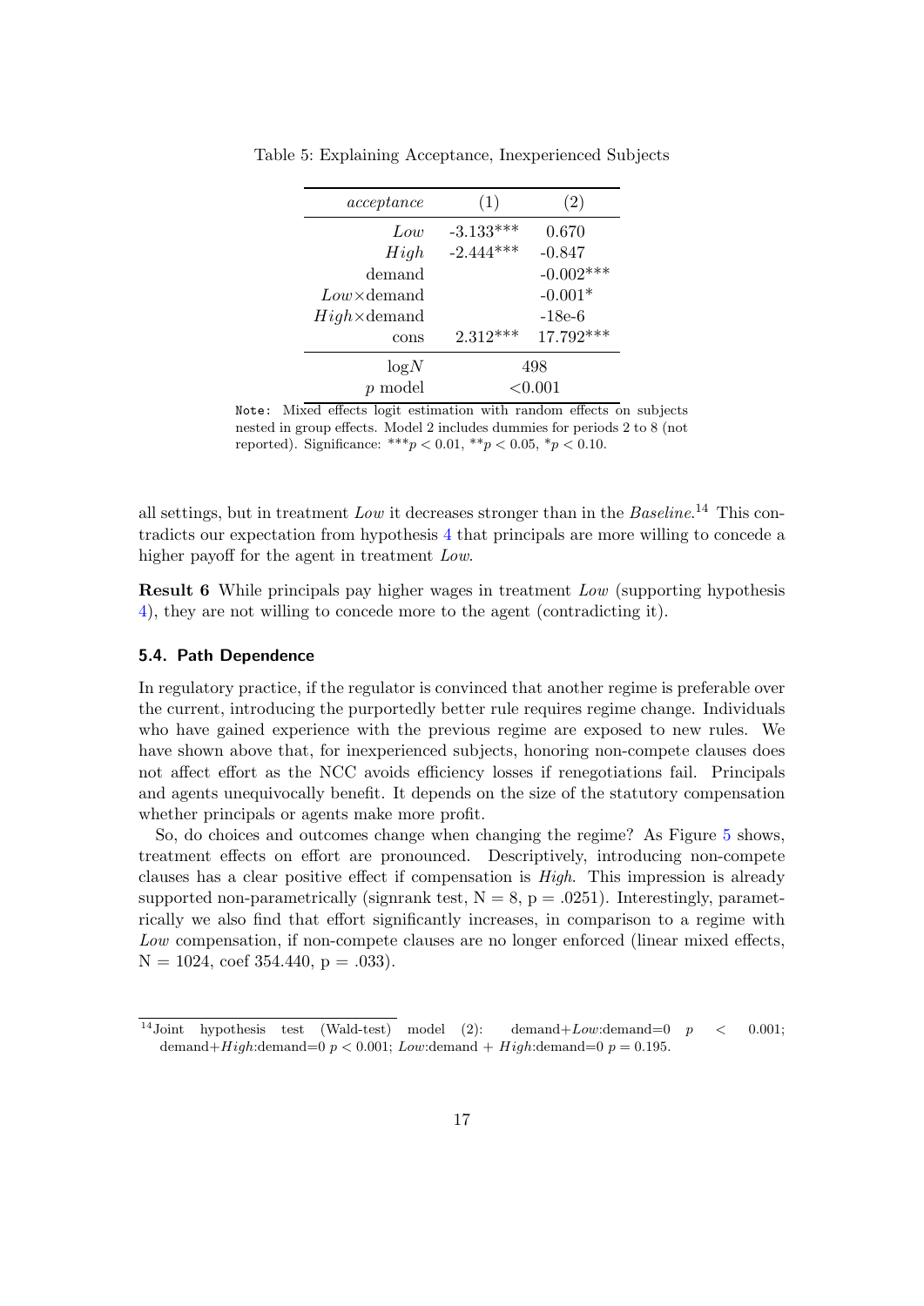Table 5: Explaining Acceptance, Inexperienced Subjects

| *acceptance* | (1) | (2) |
|---|---|---|
| *Low* | -3.133*** | 0.670 |
| *High* | -2.444*** | -0.847 |
| demand | | -0.002*** |
| *Low*×demand | | -0.001* |
| *High*×demand | | -18e-6 |
| cons | 2.312*** | 17.792*** |
| log*N* | 498 | |
| *p* model | <0.001 | |

Note: Mixed effects logit estimation with random effects on subjects nested in group effects. Model 2 includes dummies for periods 2 to 8 (not reported). Significance: $^{***}p < 0.01$, $^{**}p < 0.05$, $^{*}p < 0.10$.

all settings, but in treatment *Low* it decreases stronger than in the *Baseline*.[14] This contradicts our expectation from hypothesis 4 that principals are more willing to concede a higher payoff for the agent in treatment *Low*.

**Result 6** While principals pay higher wages in treatment *Low* (supporting hypothesis 4), they are not willing to concede more to the agent (contradicting it).

### 5.4. Path Dependence

In regulatory practice, if the regulator is convinced that another regime is preferable over the current, introducing the purportedly better rule requires regime change. Individuals who have gained experience with the previous regime are exposed to new rules. We have shown above that, for inexperienced subjects, honoring non-compete clauses does not affect effort as the NCC avoids efficiency losses if renegotiations fail. Principals and agents unequivocally benefit. It depends on the size of the statutory compensation whether principals or agents make more profit.

So, do choices and outcomes change when changing the regime? As Figure 5 shows, treatment effects on effort are pronounced. Descriptively, introducing non-compete clauses has a clear positive effect if compensation is *High*. This impression is already supported non-parametrically (signrank test, N = 8, p = .0251). Interestingly, parametrically we also find that effort significantly increases, in comparison to a regime with *Low* compensation, if non-compete clauses are no longer enforced (linear mixed effects, N = 1024, coef 354.440, p = .033).

[14] Joint hypothesis test (Wald-test) model (2): demand+*Low*:demand=0 $p < 0.001$; demand+*High*:demand=0 $p < 0.001$; *Low*:demand + *High*:demand=0 $p = 0.195$.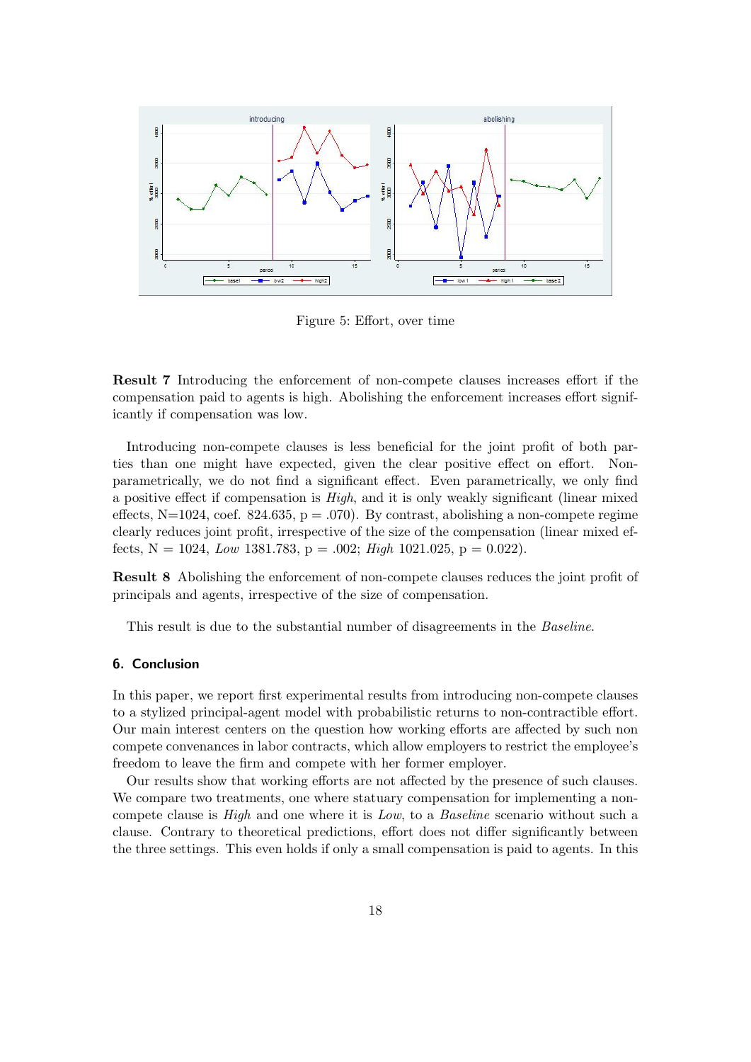Figure 5: Effort, over time

**Result 7** Introducing the enforcement of non-compete clauses increases effort if the compensation paid to agents is high. Abolishing the enforcement increases effort significantly if compensation was low.

Introducing non-compete clauses is less beneficial for the joint profit of both parties than one might have expected, given the clear positive effect on effort. Non-parametrically, we do not find a significant effect. Even parametrically, we only find a positive effect if compensation is *High*, and it is only weakly significant (linear mixed effects, N=1024, coef. 824.635, p = .070). By contrast, abolishing a non-compete regime clearly reduces joint profit, irrespective of the size of the compensation (linear mixed effects, N = 1024, *Low* 1381.783, p = .002; *High* 1021.025, p = 0.022).

**Result 8** Abolishing the enforcement of non-compete clauses reduces the joint profit of principals and agents, irrespective of the size of compensation.

This result is due to the substantial number of disagreements in the *Baseline*.

## 6. Conclusion

In this paper, we report first experimental results from introducing non-compete clauses to a stylized principal-agent model with probabilistic returns to non-contractible effort. Our main interest centers on the question how working efforts are affected by such non compete convenances in labor contracts, which allow employers to restrict the employee's freedom to leave the firm and compete with her former employer.

Our results show that working efforts are not affected by the presence of such clauses. We compare two treatments, one where statuary compensation for implementing a non-compete clause is *High* and one where it is *Low*, to a *Baseline* scenario without such a clause. Contrary to theoretical predictions, effort does not differ significantly between the three settings. This even holds if only a small compensation is paid to agents. In this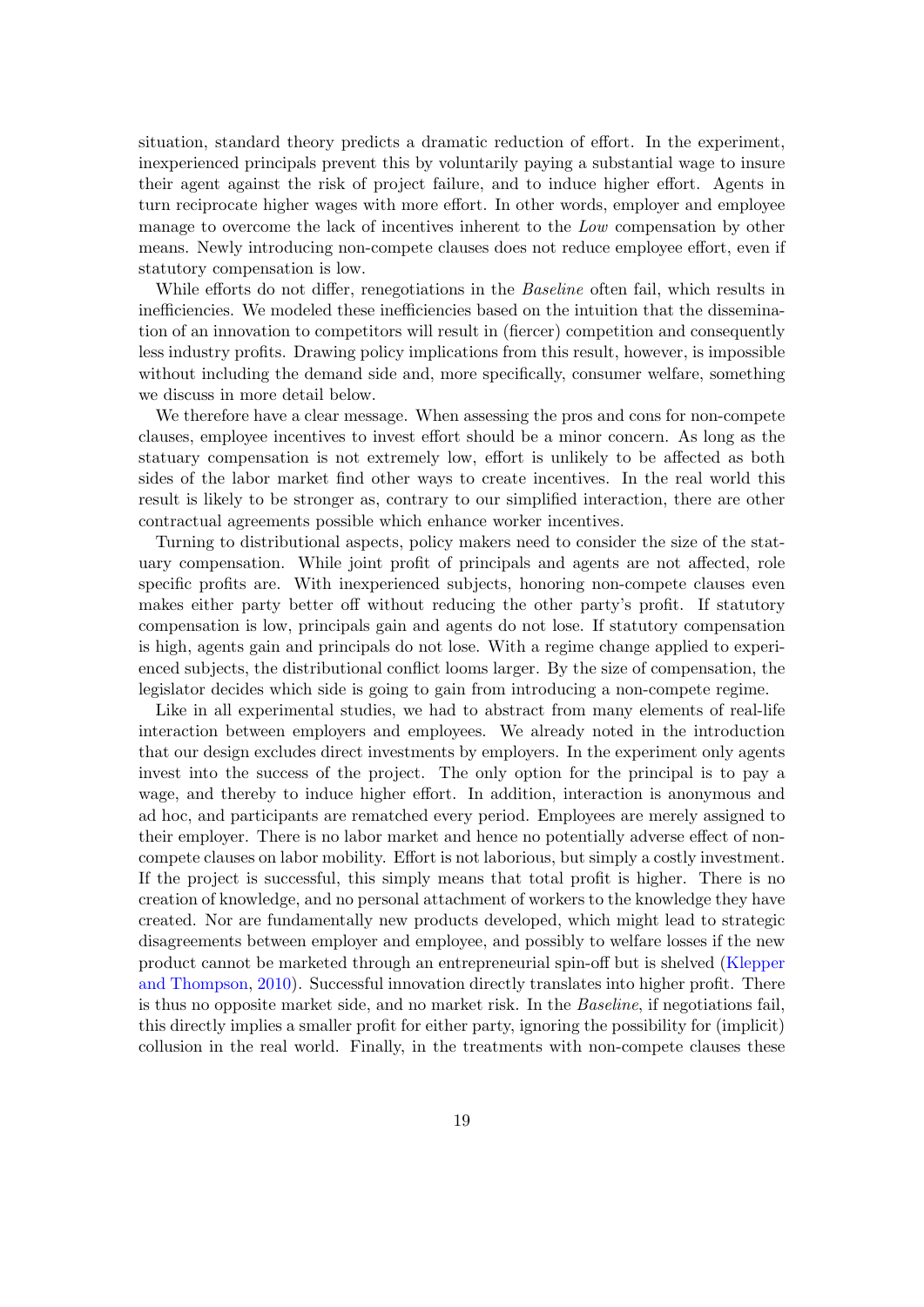situation, standard theory predicts a dramatic reduction of effort. In the experiment, inexperienced principals prevent this by voluntarily paying a substantial wage to insure their agent against the risk of project failure, and to induce higher effort. Agents in turn reciprocate higher wages with more effort. In other words, employer and employee manage to overcome the lack of incentives inherent to the *Low* compensation by other means. Newly introducing non-compete clauses does not reduce employee effort, even if statutory compensation is low.

While efforts do not differ, renegotiations in the *Baseline* often fail, which results in inefficiencies. We modeled these inefficiencies based on the intuition that the dissemination of an innovation to competitors will result in (fiercer) competition and consequently less industry profits. Drawing policy implications from this result, however, is impossible without including the demand side and, more specifically, consumer welfare, something we discuss in more detail below.

We therefore have a clear message. When assessing the pros and cons for non-compete clauses, employee incentives to invest effort should be a minor concern. As long as the statuary compensation is not extremely low, effort is unlikely to be affected as both sides of the labor market find other ways to create incentives. In the real world this result is likely to be stronger as, contrary to our simplified interaction, there are other contractual agreements possible which enhance worker incentives.

Turning to distributional aspects, policy makers need to consider the size of the statuary compensation. While joint profit of principals and agents are not affected, role specific profits are. With inexperienced subjects, honoring non-compete clauses even makes either party better off without reducing the other party's profit. If statutory compensation is low, principals gain and agents do not lose. If statutory compensation is high, agents gain and principals do not lose. With a regime change applied to experienced subjects, the distributional conflict looms larger. By the size of compensation, the legislator decides which side is going to gain from introducing a non-compete regime.

Like in all experimental studies, we had to abstract from many elements of real-life interaction between employers and employees. We already noted in the introduction that our design excludes direct investments by employers. In the experiment only agents invest into the success of the project. The only option for the principal is to pay a wage, and thereby to induce higher effort. In addition, interaction is anonymous and ad hoc, and participants are rematched every period. Employees are merely assigned to their employer. There is no labor market and hence no potentially adverse effect of non-compete clauses on labor mobility. Effort is not laborious, but simply a costly investment. If the project is successful, this simply means that total profit is higher. There is no creation of knowledge, and no personal attachment of workers to the knowledge they have created. Nor are fundamentally new products developed, which might lead to strategic disagreements between employer and employee, and possibly to welfare losses if the new product cannot be marketed through an entrepreneurial spin-off but is shelved (Klepper and Thompson, 2010). Successful innovation directly translates into higher profit. There is thus no opposite market side, and no market risk. In the *Baseline*, if negotiations fail, this directly implies a smaller profit for either party, ignoring the possibility for (implicit) collusion in the real world. Finally, in the treatments with non-compete clauses these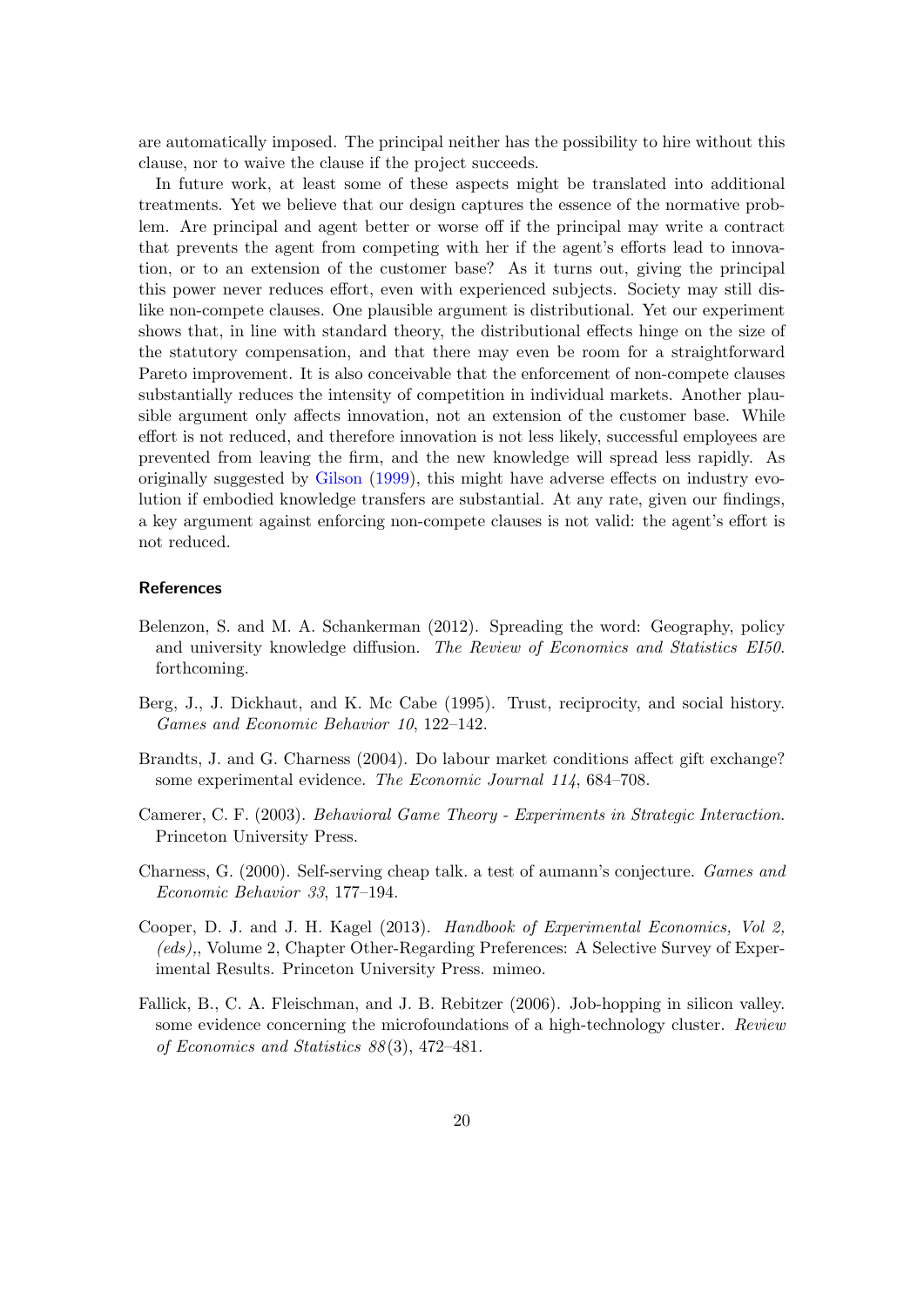are automatically imposed. The principal neither has the possibility to hire without this clause, nor to waive the clause if the project succeeds.

In future work, at least some of these aspects might be translated into additional treatments. Yet we believe that our design captures the essence of the normative problem. Are principal and agent better or worse off if the principal may write a contract that prevents the agent from competing with her if the agent's efforts lead to innovation, or to an extension of the customer base? As it turns out, giving the principal this power never reduces effort, even with experienced subjects. Society may still dislike non-compete clauses. One plausible argument is distributional. Yet our experiment shows that, in line with standard theory, the distributional effects hinge on the size of the statutory compensation, and that there may even be room for a straightforward Pareto improvement. It is also conceivable that the enforcement of non-compete clauses substantially reduces the intensity of competition in individual markets. Another plausible argument only affects innovation, not an extension of the customer base. While effort is not reduced, and therefore innovation is not less likely, successful employees are prevented from leaving the firm, and the new knowledge will spread less rapidly. As originally suggested by Gilson (1999), this might have adverse effects on industry evolution if embodied knowledge transfers are substantial. At any rate, given our findings, a key argument against enforcing non-compete clauses is not valid: the agent's effort is not reduced.

## References

Belenzon, S. and M. A. Schankerman (2012). Spreading the word: Geography, policy and university knowledge diffusion. *The Review of Economics and Statistics EI50*. forthcoming.

Berg, J., J. Dickhaut, and K. Mc Cabe (1995). Trust, reciprocity, and social history. *Games and Economic Behavior 10*, 122–142.

Brandts, J. and G. Charness (2004). Do labour market conditions affect gift exchange? some experimental evidence. *The Economic Journal 114*, 684–708.

Camerer, C. F. (2003). *Behavioral Game Theory - Experiments in Strategic Interaction*. Princeton University Press.

Charness, G. (2000). Self-serving cheap talk. a test of aumann's conjecture. *Games and Economic Behavior 33*, 177–194.

Cooper, D. J. and J. H. Kagel (2013). *Handbook of Experimental Economics, Vol 2, (eds),*, Volume 2, Chapter Other-Regarding Preferences: A Selective Survey of Experimental Results. Princeton University Press. mimeo.

Fallick, B., C. A. Fleischman, and J. B. Rebitzer (2006). Job-hopping in silicon valley. some evidence concerning the microfoundations of a high-technology cluster. *Review of Economics and Statistics 88*(3), 472–481.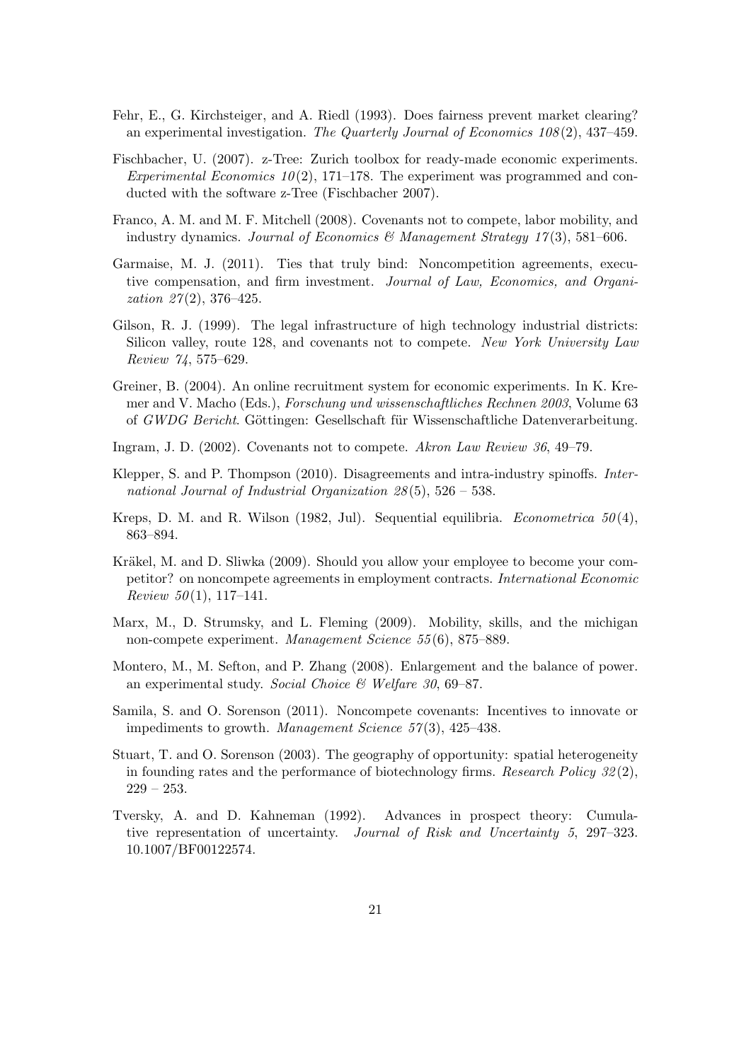Fehr, E., G. Kirchsteiger, and A. Riedl (1993). Does fairness prevent market clearing? an experimental investigation. *The Quarterly Journal of Economics 108*(2), 437–459.

Fischbacher, U. (2007). z-Tree: Zurich toolbox for ready-made economic experiments. *Experimental Economics 10*(2), 171–178. The experiment was programmed and conducted with the software z-Tree (Fischbacher 2007).

Franco, A. M. and M. F. Mitchell (2008). Covenants not to compete, labor mobility, and industry dynamics. *Journal of Economics & Management Strategy 17*(3), 581–606.

Garmaise, M. J. (2011). Ties that truly bind: Noncompetition agreements, executive compensation, and firm investment. *Journal of Law, Economics, and Organization 27*(2), 376–425.

Gilson, R. J. (1999). The legal infrastructure of high technology industrial districts: Silicon valley, route 128, and covenants not to compete. *New York University Law Review 74*, 575–629.

Greiner, B. (2004). An online recruitment system for economic experiments. In K. Kremer and V. Macho (Eds.), *Forschung und wissenschaftliches Rechnen 2003*, Volume 63 of *GWDG Bericht*. Göttingen: Gesellschaft für Wissenschaftliche Datenverarbeitung.

Ingram, J. D. (2002). Covenants not to compete. *Akron Law Review 36*, 49–79.

Klepper, S. and P. Thompson (2010). Disagreements and intra-industry spinoffs. *International Journal of Industrial Organization 28*(5), 526 – 538.

Kreps, D. M. and R. Wilson (1982, Jul). Sequential equilibria. *Econometrica 50*(4), 863–894.

Kräkel, M. and D. Sliwka (2009). Should you allow your employee to become your competitor? on noncompete agreements in employment contracts. *International Economic Review 50*(1), 117–141.

Marx, M., D. Strumsky, and L. Fleming (2009). Mobility, skills, and the michigan non-compete experiment. *Management Science 55*(6), 875–889.

Montero, M., M. Sefton, and P. Zhang (2008). Enlargement and the balance of power. an experimental study. *Social Choice & Welfare 30*, 69–87.

Samila, S. and O. Sorenson (2011). Noncompete covenants: Incentives to innovate or impediments to growth. *Management Science 57*(3), 425–438.

Stuart, T. and O. Sorenson (2003). The geography of opportunity: spatial heterogeneity in founding rates and the performance of biotechnology firms. *Research Policy 32*(2), 229 – 253.

Tversky, A. and D. Kahneman (1992). Advances in prospect theory: Cumulative representation of uncertainty. *Journal of Risk and Uncertainty 5*, 297–323. 10.1007/BF00122574.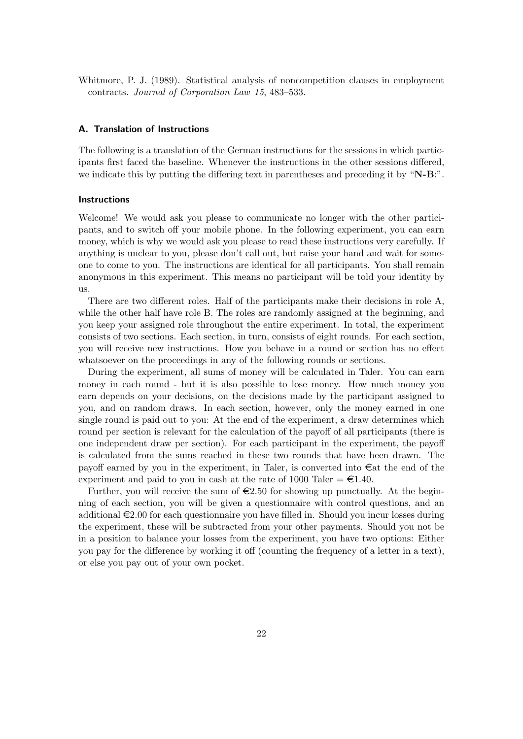Whitmore, P. J. (1989). Statistical analysis of noncompetition clauses in employment contracts. *Journal of Corporation Law 15*, 483–533.

## A. Translation of Instructions

The following is a translation of the German instructions for the sessions in which participants first faced the baseline. Whenever the instructions in the other sessions differed, we indicate this by putting the differing text in parentheses and preceding it by "**N-B**:".

### Instructions

Welcome! We would ask you please to communicate no longer with the other participants, and to switch off your mobile phone. In the following experiment, you can earn money, which is why we would ask you please to read these instructions very carefully. If anything is unclear to you, please don't call out, but raise your hand and wait for someone to come to you. The instructions are identical for all participants. You shall remain anonymous in this experiment. This means no participant will be told your identity by us.

There are two different roles. Half of the participants make their decisions in role A, while the other half have role B. The roles are randomly assigned at the beginning, and you keep your assigned role throughout the entire experiment. In total, the experiment consists of two sections. Each section, in turn, consists of eight rounds. For each section, you will receive new instructions. How you behave in a round or section has no effect whatsoever on the proceedings in any of the following rounds or sections.

During the experiment, all sums of money will be calculated in Taler. You can earn money in each round - but it is also possible to lose money. How much money you earn depends on your decisions, on the decisions made by the participant assigned to you, and on random draws. In each section, however, only the money earned in one single round is paid out to you: At the end of the experiment, a draw determines which round per section is relevant for the calculation of the payoff of all participants (there is one independent draw per section). For each participant in the experiment, the payoff is calculated from the sums reached in these two rounds that have been drawn. The payoff earned by you in the experiment, in Taler, is converted into €at the end of the experiment and paid to you in cash at the rate of 1000 Taler = €1.40.

Further, you will receive the sum of €2.50 for showing up punctually. At the beginning of each section, you will be given a questionnaire with control questions, and an additional €2.00 for each questionnaire you have filled in. Should you incur losses during the experiment, these will be subtracted from your other payments. Should you not be in a position to balance your losses from the experiment, you have two options: Either you pay for the difference by working it off (counting the frequency of a letter in a text), or else you pay out of your own pocket.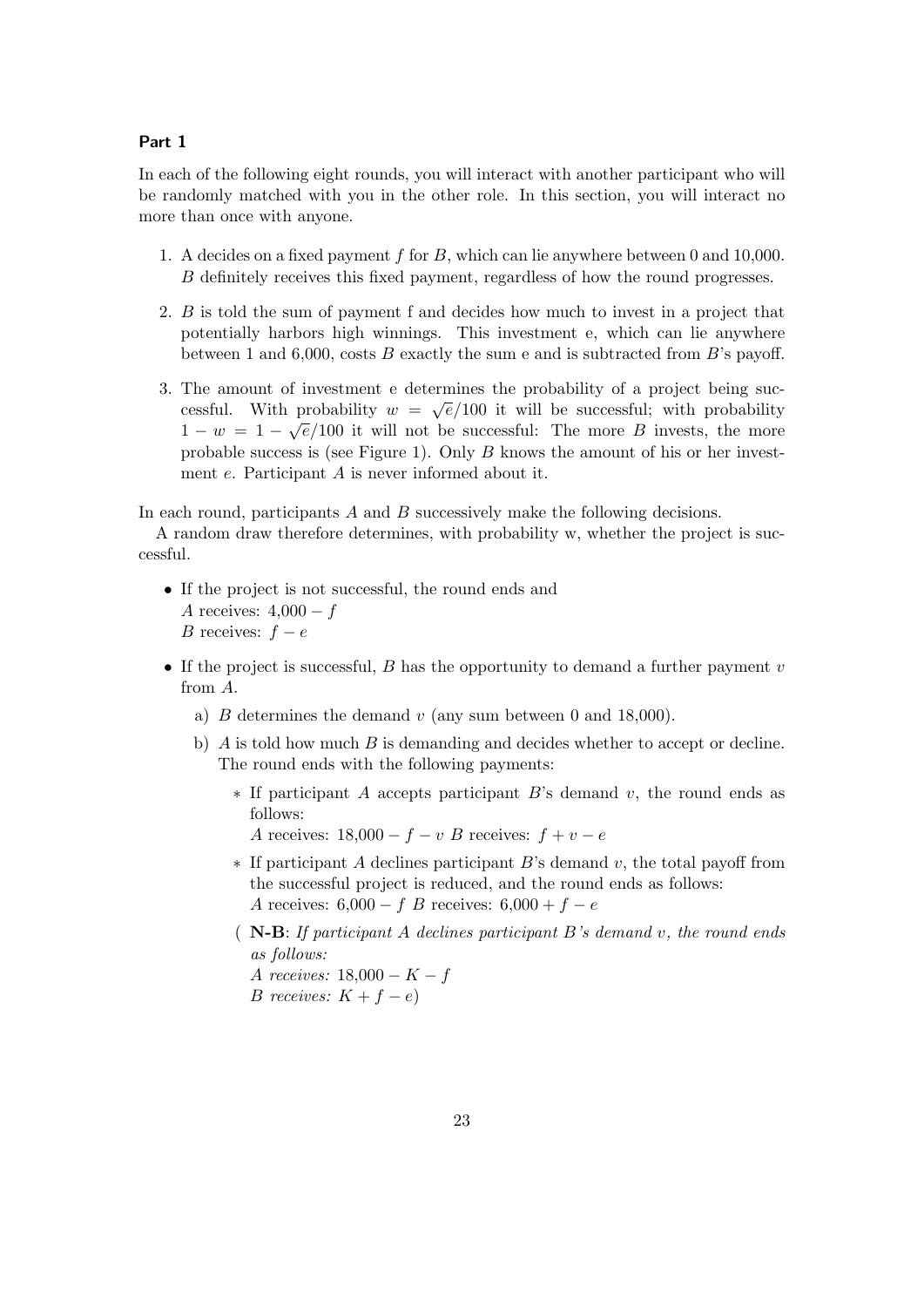### Part 1

In each of the following eight rounds, you will interact with another participant who will be randomly matched with you in the other role. In this section, you will interact no more than once with anyone.

1. $A$ decides on a fixed payment $f$ for $B$, which can lie anywhere between 0 and 10,000. $B$ definitely receives this fixed payment, regardless of how the round progresses.
2. $B$ is told the sum of payment f and decides how much to invest in a project that potentially harbors high winnings. This investment e, which can lie anywhere between 1 and 6,000, costs $B$ exactly the sum e and is subtracted from $B$'s payoff.
3. The amount of investment e determines the probability of a project being successful. With probability $w = \sqrt{e}/100$ it will be successful; with probability $1 - w = 1 - \sqrt{e}/100$ it will not be successful: The more $B$ invests, the more probable success is (see Figure 1). Only $B$ knows the amount of his or her investment $e$. Participant $A$ is never informed about it.

In each round, participants $A$ and $B$ successively make the following decisions.

A random draw therefore determines, with probability w, whether the project is successful.

- If the project is not successful, the round ends and
  $A$ receives: $4{,}000 - f$
  $B$ receives: $f - e$
- If the project is successful, $B$ has the opportunity to demand a further payment $v$ from $A$.
  a) $B$ determines the demand $v$ (any sum between 0 and 18,000).
  b) $A$ is told how much $B$ is demanding and decides whether to accept or decline. The round ends with the following payments:
    - If participant $A$ accepts participant $B$'s demand $v$, the round ends as follows:
      $A$ receives: $18{,}000 - f - v$ $B$ receives: $f + v - e$
    - If participant $A$ declines participant $B$'s demand $v$, the total payoff from the successful project is reduced, and the round ends as follows:
      $A$ receives: $6{,}000 - f$ $B$ receives: $6{,}000 + f - e$

  ( **N-B**: *If participant A declines participant B's demand v, the round ends as follows:*
  *A receives:* $18{,}000 - K - f$
  *B receives:* $K + f - e$)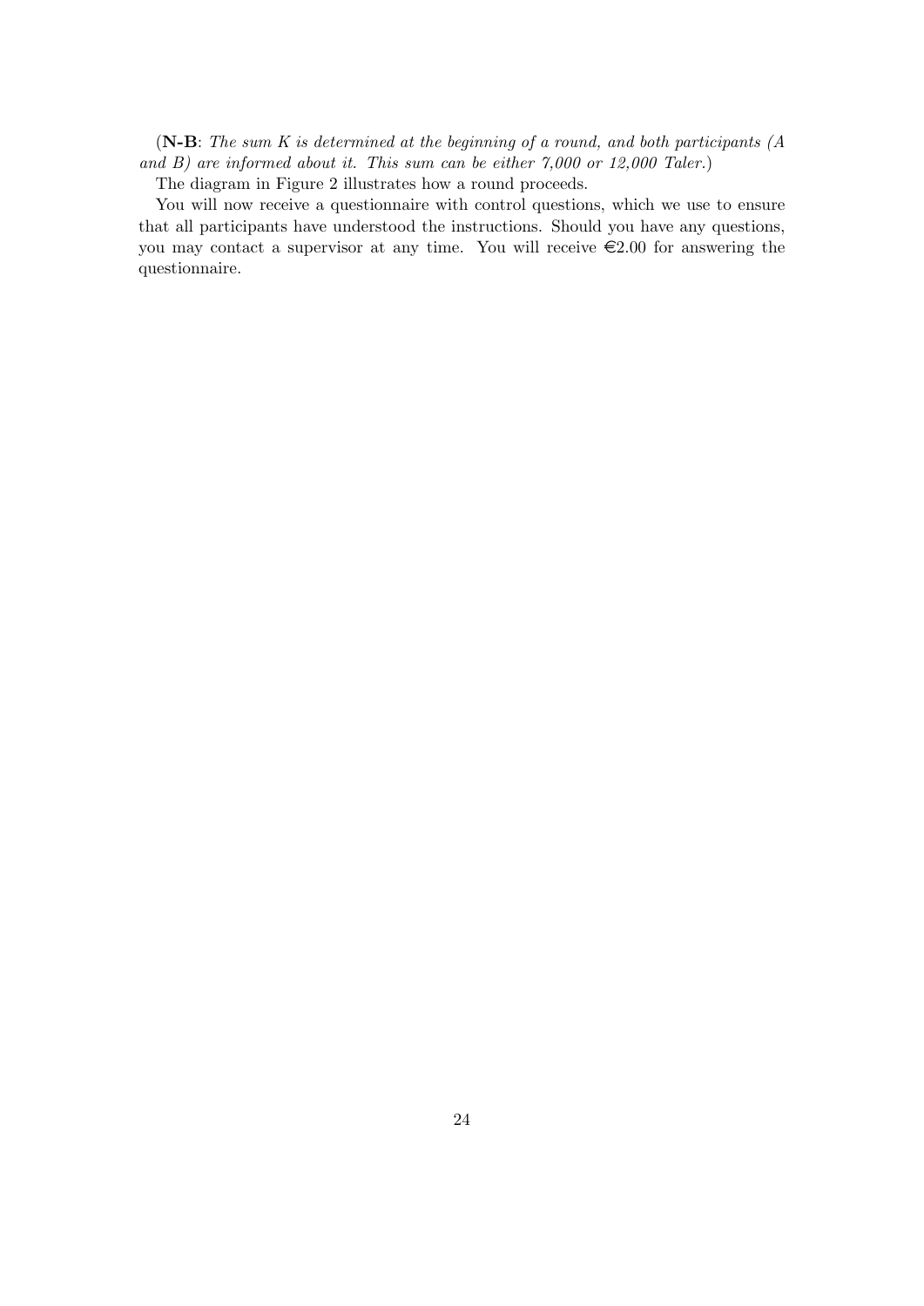(**N-B**: *The sum $K$ is determined at the beginning of a round, and both participants (A and B) are informed about it. This sum can be either 7,000 or 12,000 Taler.*)

The diagram in Figure 2 illustrates how a round proceeds.

You will now receive a questionnaire with control questions, which we use to ensure that all participants have understood the instructions. Should you have any questions, you may contact a supervisor at any time. You will receive €2.00 for answering the questionnaire.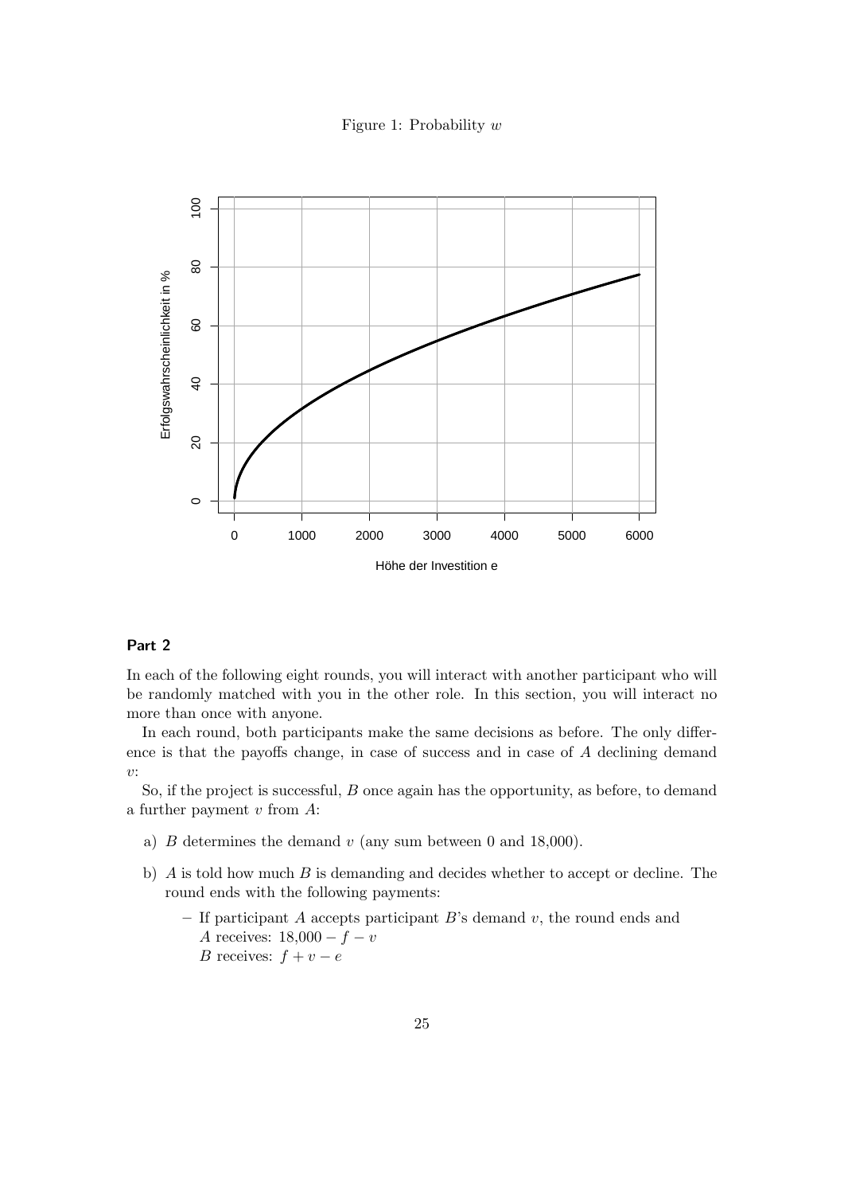Figure 1: Probability $w$

#### Part 2

In each of the following eight rounds, you will interact with another participant who will be randomly matched with you in the other role. In this section, you will interact no more than once with anyone.

In each round, both participants make the same decisions as before. The only difference is that the payoffs change, in case of success and in case of $A$ declining demand $v$:

So, if the project is successful, $B$ once again has the opportunity, as before, to demand a further payment $v$ from $A$:

a) $B$ determines the demand $v$ (any sum between 0 and 18,000).

b) $A$ is told how much $B$ is demanding and decides whether to accept or decline. The round ends with the following payments:

   – If participant $A$ accepts participant $B$'s demand $v$, the round ends and
   $A$ receives: $18{,}000 - f - v$
   $B$ receives: $f + v - e$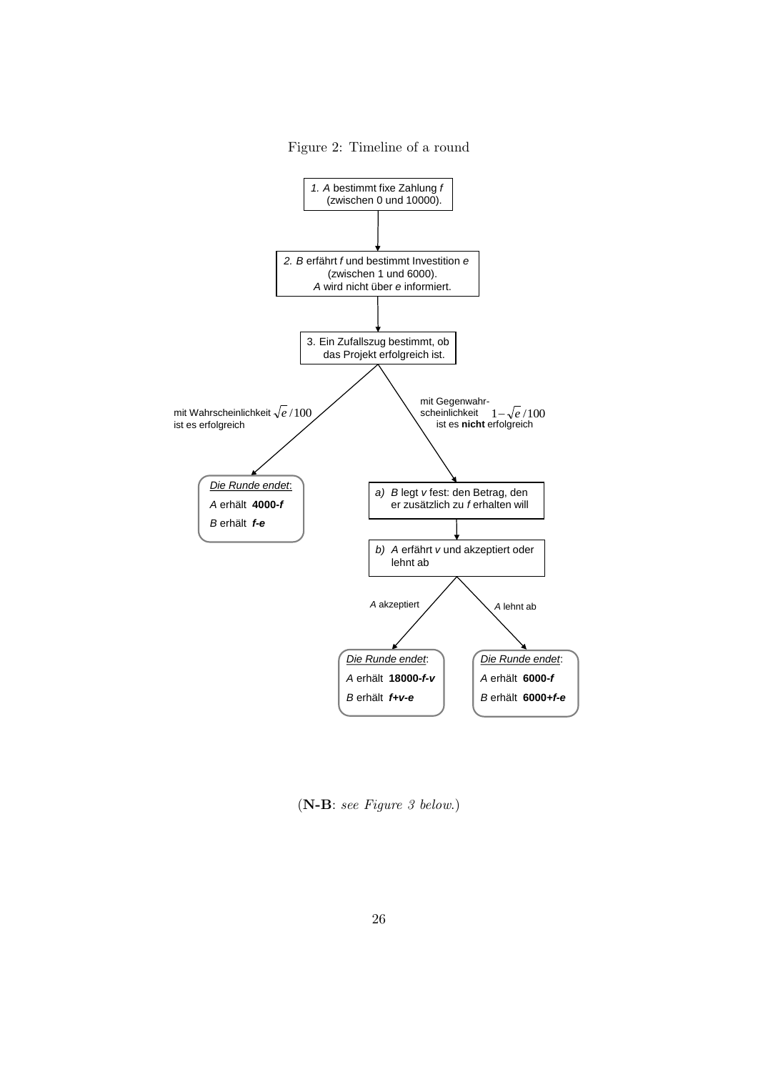Figure 2: Timeline of a round

1. *A* bestimmt fixe Zahlung *f* (zwischen 0 und 10000).

2. *B* erfährt *f* und bestimmt Investition *e* (zwischen 1 und 6000). *A* wird nicht über *e* informiert.

3. Ein Zufallszug bestimmt, ob das Projekt erfolgreich ist.

mit Wahrscheinlichkeit $\sqrt{e}/100$ ist es erfolgreich

*Die Runde endet*:
*A* erhält **4000-*f***
*B* erhält ***f-e***

mit Gegenwahrscheinlichkeit $1-\sqrt{e}/100$ ist es **nicht** erfolgreich

*a)* *B* legt *v* fest: den Betrag, den er zusätzlich zu *f* erhalten will

*b)* *A* erfährt *v* und akzeptiert oder lehnt ab

*A* akzeptiert

*Die Runde endet*:
*A* erhält **18000-*f-v***
*B* erhält ***f+v-e***

*A* lehnt ab

*Die Runde endet*:
*A* erhält **6000-*f***
*B* erhält **6000+*f-e***

(**N-B**: *see Figure 3 below.*)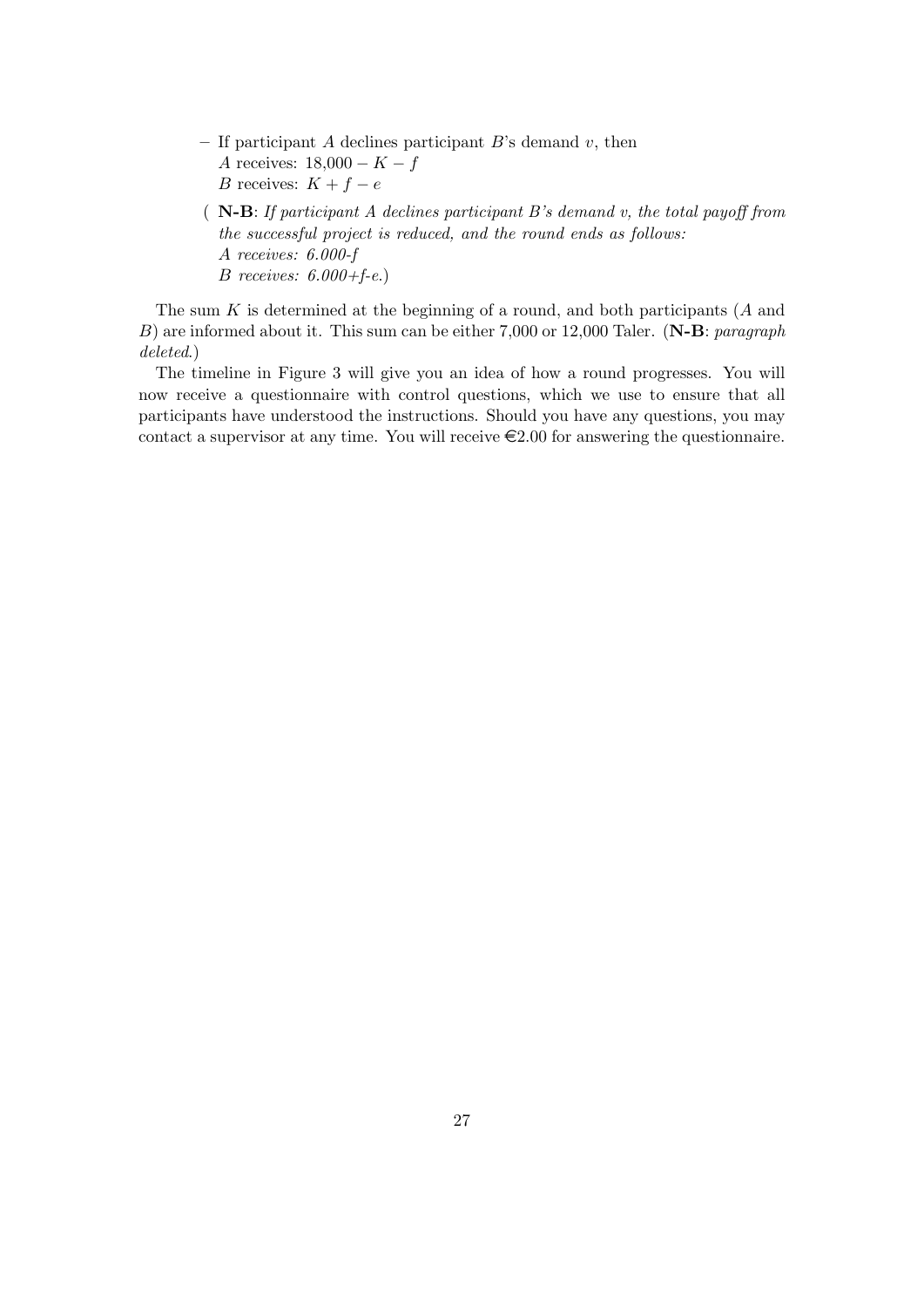- If participant $A$ declines participant $B$'s demand $v$, then
  $A$ receives: $18{,}000 - K - f$
  $B$ receives: $K + f - e$

  ( **N-B**: *If participant A declines participant B's demand v, the total payoff from the successful project is reduced, and the round ends as follows:*
  *A receives: 6.000-f*
  *B receives: 6.000+f-e.*)

The sum $K$ is determined at the beginning of a round, and both participants ($A$ and $B$) are informed about it. This sum can be either 7,000 or 12,000 Taler. (**N-B**: *paragraph deleted.*)

The timeline in Figure 3 will give you an idea of how a round progresses. You will now receive a questionnaire with control questions, which we use to ensure that all participants have understood the instructions. Should you have any questions, you may contact a supervisor at any time. You will receive €2.00 for answering the questionnaire.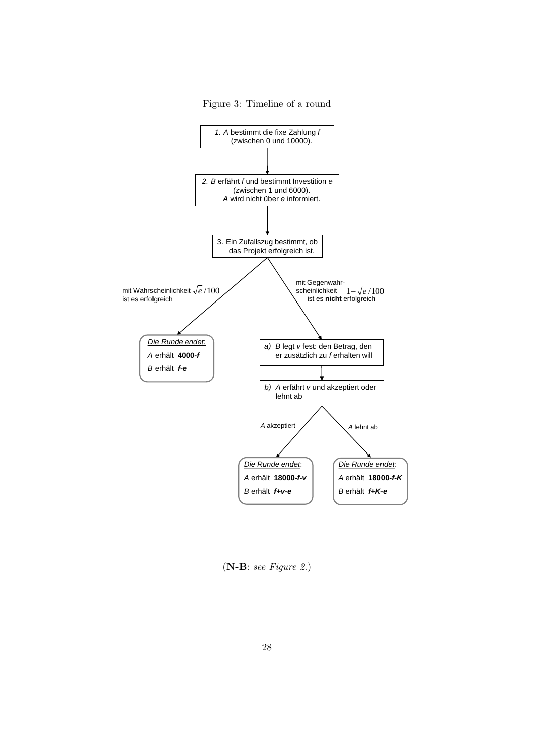Figure 3: Timeline of a round

1. *A* bestimmt die fixe Zahlung *f* (zwischen 0 und 10000).

2. *B* erfährt *f* und bestimmt Investition *e* (zwischen 1 und 6000). *A* wird nicht über *e* informiert.

3. Ein Zufallszug bestimmt, ob das Projekt erfolgreich ist.

mit Wahrscheinlichkeit $\sqrt{e}/100$ ist es erfolgreich

mit Gegenwahrscheinlichkeit $1-\sqrt{e}/100$ ist es **nicht** erfolgreich

*Die Runde endet*:
*A* erhält **4000-*f***
*B* erhält ***f-e***

a) *B* legt *v* fest: den Betrag, den er zusätzlich zu *f* erhalten will

b) *A* erfährt *v* und akzeptiert oder lehnt ab

*A* akzeptiert

*A* lehnt ab

*Die Runde endet*:
*A* erhält **18000-*f-v***
*B* erhält ***f+v-e***

*Die Runde endet*:
*A* erhält **18000-*f-K***
*B* erhält ***f+K-e***

(**N-B**: *see Figure 2.*)